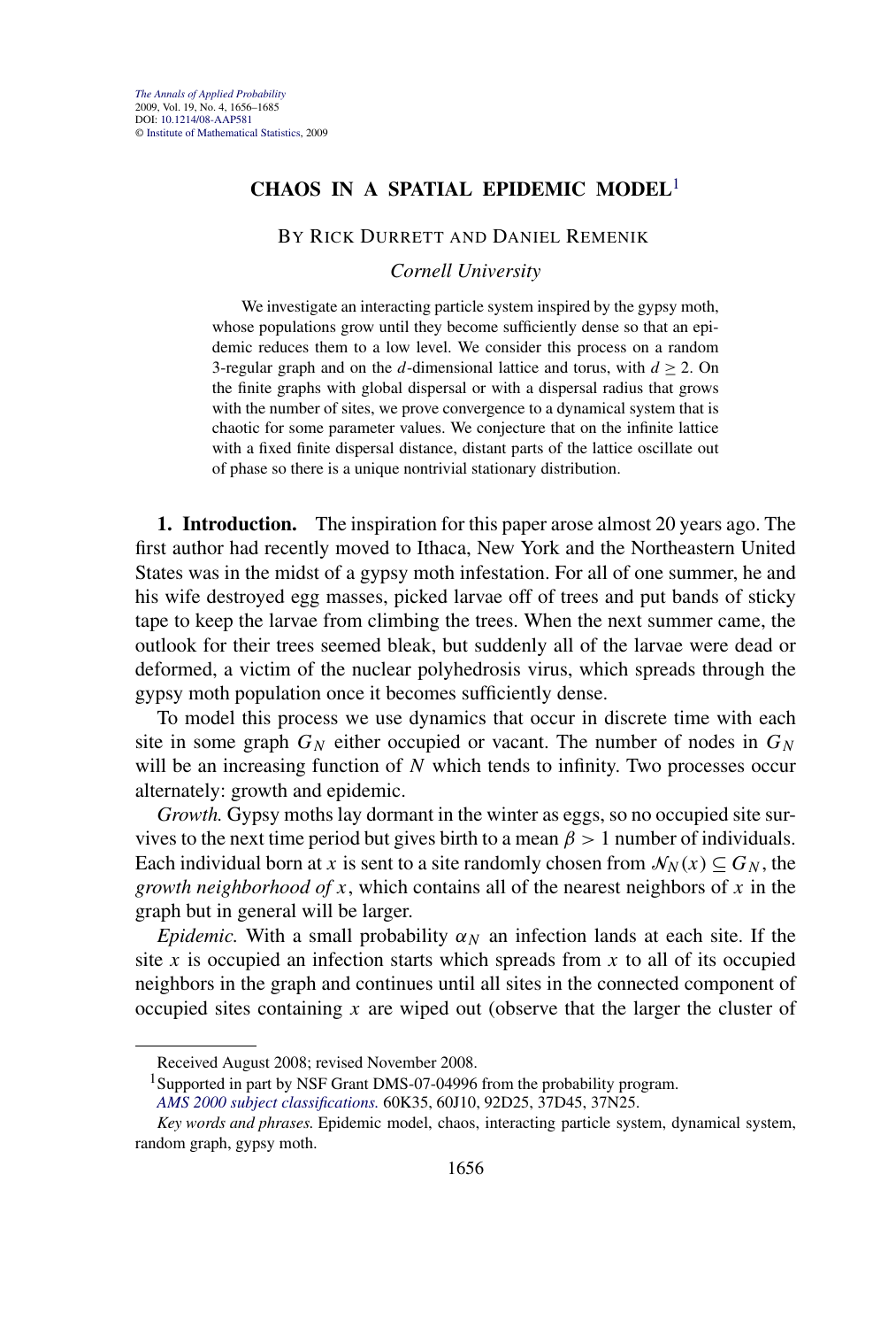# CHAOS IN A SPATIAL EPIDEMIC MODEL[1]

BY RICK DURRETT AND DANIEL REMENIK

*Cornell University*

We investigate an interacting particle system inspired by the gypsy moth, whose populations grow until they become sufficiently dense so that an epidemic reduces them to a low level. We consider this process on a random 3-regular graph and on the $d$-dimensional lattice and torus, with $d \geq 2$. On the finite graphs with global dispersal or with a dispersal radius that grows with the number of sites, we prove convergence to a dynamical system that is chaotic for some parameter values. We conjecture that on the infinite lattice with a fixed finite dispersal distance, distant parts of the lattice oscillate out of phase so there is a unique nontrivial stationary distribution.

**1. Introduction.** The inspiration for this paper arose almost 20 years ago. The first author had recently moved to Ithaca, New York and the Northeastern United States was in the midst of a gypsy moth infestation. For all of one summer, he and his wife destroyed egg masses, picked larvae off of trees and put bands of sticky tape to keep the larvae from climbing the trees. When the next summer came, the outlook for their trees seemed bleak, but suddenly all of the larvae were dead or deformed, a victim of the nuclear polyhedrosis virus, which spreads through the gypsy moth population once it becomes sufficiently dense.

To model this process we use dynamics that occur in discrete time with each site in some graph $G_N$ either occupied or vacant. The number of nodes in $G_N$ will be an increasing function of $N$ which tends to infinity. Two processes occur alternately: growth and epidemic.

*Growth.* Gypsy moths lay dormant in the winter as eggs, so no occupied site survives to the next time period but gives birth to a mean $\beta > 1$ number of individuals. Each individual born at $x$ is sent to a site randomly chosen from $\mathcal{N}_N(x) \subseteq G_N$, the *growth neighborhood of* $x$, which contains all of the nearest neighbors of $x$ in the graph but in general will be larger.

*Epidemic.* With a small probability $\alpha_N$ an infection lands at each site. If the site $x$ is occupied an infection starts which spreads from $x$ to all of its occupied neighbors in the graph and continues until all sites in the connected component of occupied sites containing $x$ are wiped out (observe that the larger the cluster of

---

Received August 2008; revised November 2008.

[1]Supported in part by NSF Grant DMS-07-04996 from the probability program.

*AMS 2000 subject classifications.* 60K35, 60J10, 92D25, 37D45, 37N25.

*Key words and phrases.* Epidemic model, chaos, interacting particle system, dynamical system, random graph, gypsy moth.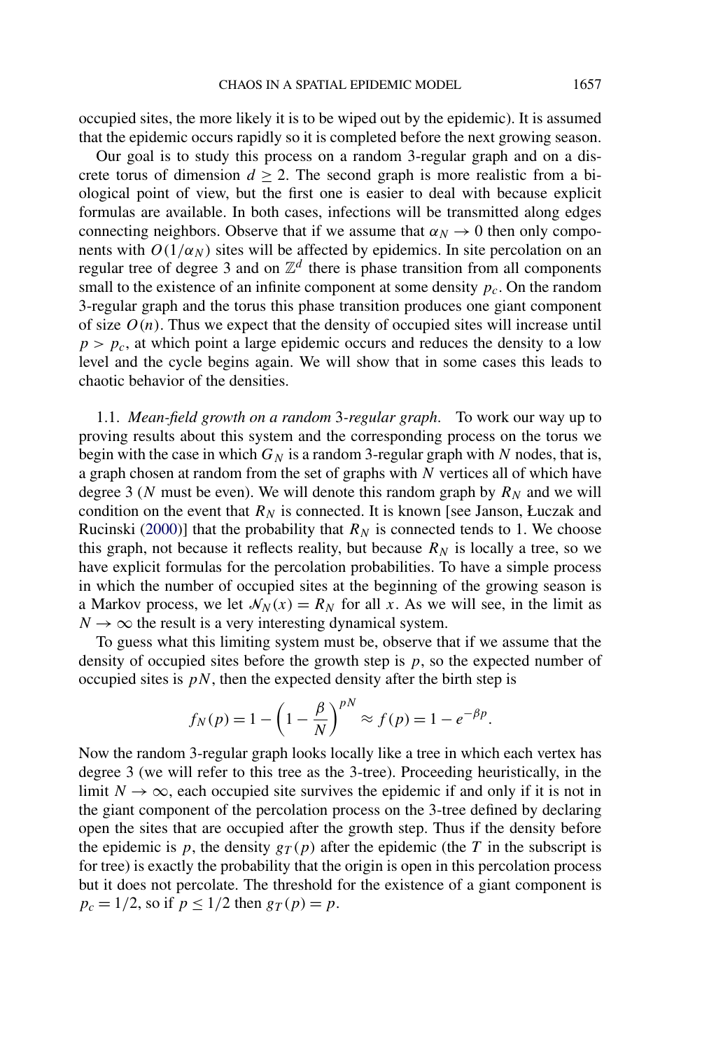occupied sites, the more likely it is to be wiped out by the epidemic). It is assumed that the epidemic occurs rapidly so it is completed before the next growing season.

Our goal is to study this process on a random 3-regular graph and on a discrete torus of dimension $d \geq 2$. The second graph is more realistic from a biological point of view, but the first one is easier to deal with because explicit formulas are available. In both cases, infections will be transmitted along edges connecting neighbors. Observe that if we assume that $\alpha_N \to 0$ then only components with $O(1/\alpha_N)$ sites will be affected by epidemics. In site percolation on an regular tree of degree 3 and on $\mathbb{Z}^d$ there is phase transition from all components small to the existence of an infinite component at some density $p_c$. On the random 3-regular graph and the torus this phase transition produces one giant component of size $O(n)$. Thus we expect that the density of occupied sites will increase until $p > p_c$, at which point a large epidemic occurs and reduces the density to a low level and the cycle begins again. We will show that in some cases this leads to chaotic behavior of the densities.

### 1.1. *Mean-field growth on a random 3-regular graph.*

To work our way up to proving results about this system and the corresponding process on the torus we begin with the case in which $G_N$ is a random 3-regular graph with $N$ nodes, that is, a graph chosen at random from the set of graphs with $N$ vertices all of which have degree 3 ($N$ must be even). We will denote this random graph by $R_N$ and we will condition on the event that $R_N$ is connected. It is known [see Janson, Łuczak and Rucinski (2000)] that the probability that $R_N$ is connected tends to 1. We choose this graph, not because it reflects reality, but because $R_N$ is locally a tree, so we have explicit formulas for the percolation probabilities. To have a simple process in which the number of occupied sites at the beginning of the growing season is a Markov process, we let $\mathcal{N}_N(x) = R_N$ for all $x$. As we will see, in the limit as $N \to \infty$ the result is a very interesting dynamical system.

To guess what this limiting system must be, observe that if we assume that the density of occupied sites before the growth step is $p$, so the expected number of occupied sites is $pN$, then the expected density after the birth step is

$$f_N(p) = 1 - \left(1 - \frac{\beta}{N}\right)^{pN} \approx f(p) = 1 - e^{-\beta p}.$$

Now the random 3-regular graph looks locally like a tree in which each vertex has degree 3 (we will refer to this tree as the 3-tree). Proceeding heuristically, in the limit $N \to \infty$, each occupied site survives the epidemic if and only if it is not in the giant component of the percolation process on the 3-tree defined by declaring open the sites that are occupied after the growth step. Thus if the density before the epidemic is $p$, the density $g_T(p)$ after the epidemic (the $T$ in the subscript is for tree) is exactly the probability that the origin is open in this percolation process but it does not percolate. The threshold for the existence of a giant component is $p_c = 1/2$, so if $p \leq 1/2$ then $g_T(p) = p$.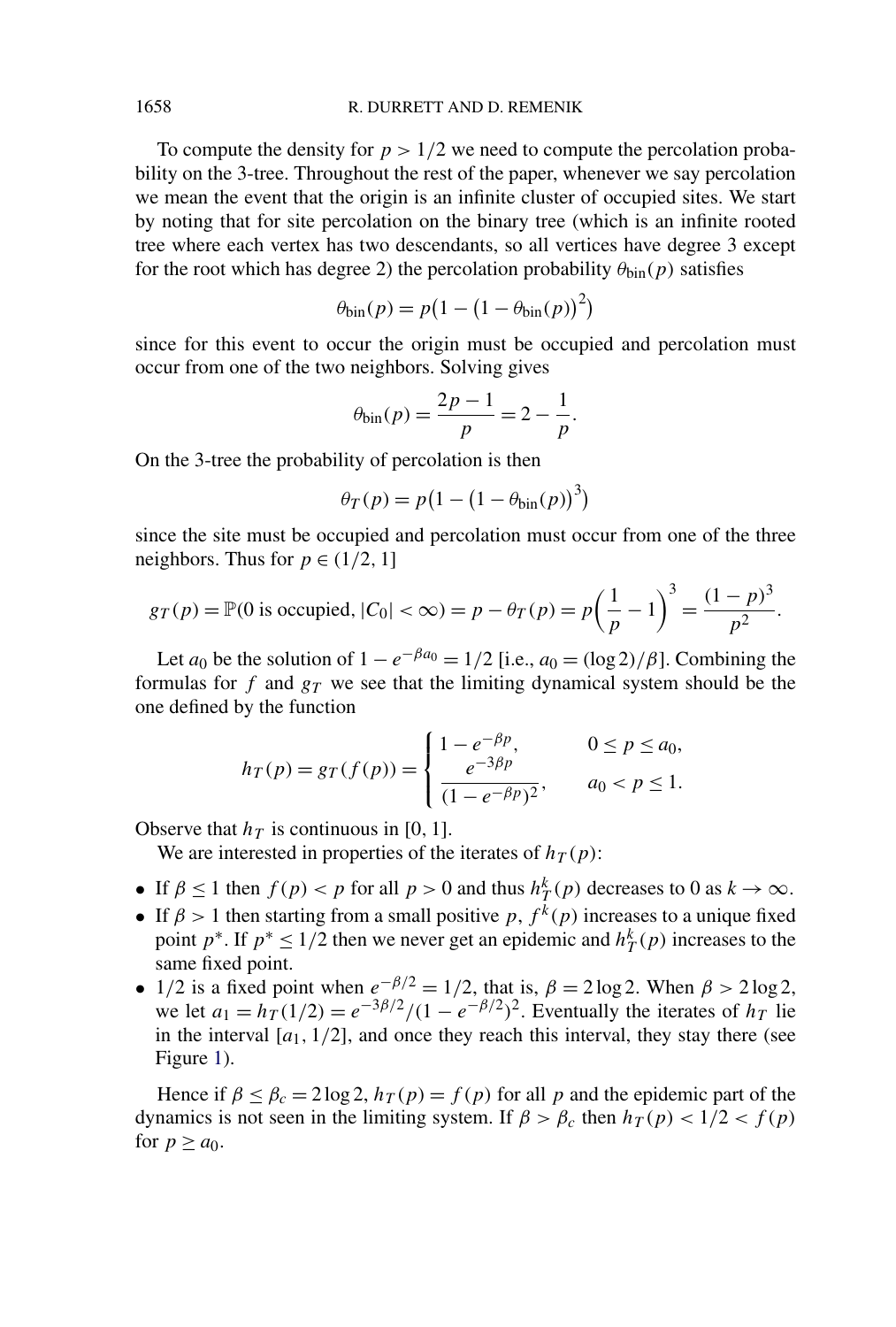To compute the density for $p > 1/2$ we need to compute the percolation probability on the 3-tree. Throughout the rest of the paper, whenever we say percolation we mean the event that the origin is an infinite cluster of occupied sites. We start by noting that for site percolation on the binary tree (which is an infinite rooted tree where each vertex has two descendants, so all vertices have degree 3 except for the root which has degree 2) the percolation probability $\theta_{\text{bin}}(p)$ satisfies

$$\theta_{\text{bin}}(p) = p\big(1 - \big(1 - \theta_{\text{bin}}(p)\big)^2\big)$$

since for this event to occur the origin must be occupied and percolation must occur from one of the two neighbors. Solving gives

$$\theta_{\text{bin}}(p) = \frac{2p-1}{p} = 2 - \frac{1}{p}.$$

On the 3-tree the probability of percolation is then

$$\theta_T(p) = p\big(1 - \big(1 - \theta_{\text{bin}}(p)\big)^3\big)$$

since the site must be occupied and percolation must occur from one of the three neighbors. Thus for $p \in (1/2, 1]$

$$g_T(p) = \mathbb{P}(0 \text{ is occupied}, |C_0| < \infty) = p - \theta_T(p) = p\left(\frac{1}{p} - 1\right)^3 = \frac{(1-p)^3}{p^2}.$$

Let $a_0$ be the solution of $1 - e^{-\beta a_0} = 1/2$ [i.e., $a_0 = (\log 2)/\beta$]. Combining the formulas for $f$ and $g_T$ we see that the limiting dynamical system should be the one defined by the function

$$h_T(p) = g_T(f(p)) = \begin{cases} 1 - e^{-\beta p}, & 0 \le p \le a_0, \\ \dfrac{e^{-3\beta p}}{(1 - e^{-\beta p})^2}, & a_0 < p \le 1. \end{cases}$$

Observe that $h_T$ is continuous in $[0, 1]$.

We are interested in properties of the iterates of $h_T(p)$:

- If $\beta \le 1$ then $f(p) < p$ for all $p > 0$ and thus $h_T^k(p)$ decreases to 0 as $k \to \infty$.
- If $\beta > 1$ then starting from a small positive $p$, $f^k(p)$ increases to a unique fixed point $p^*$. If $p^* \le 1/2$ then we never get an epidemic and $h_T^k(p)$ increases to the same fixed point.
- $1/2$ is a fixed point when $e^{-\beta/2} = 1/2$, that is, $\beta = 2\log 2$. When $\beta > 2\log 2$, we let $a_1 = h_T(1/2) = e^{-3\beta/2}/(1 - e^{-\beta/2})^2$. Eventually the iterates of $h_T$ lie in the interval $[a_1, 1/2]$, and once they reach this interval, they stay there (see Figure 1).

Hence if $\beta \le \beta_c = 2\log 2$, $h_T(p) = f(p)$ for all $p$ and the epidemic part of the dynamics is not seen in the limiting system. If $\beta > \beta_c$ then $h_T(p) < 1/2 < f(p)$ for $p \ge a_0$.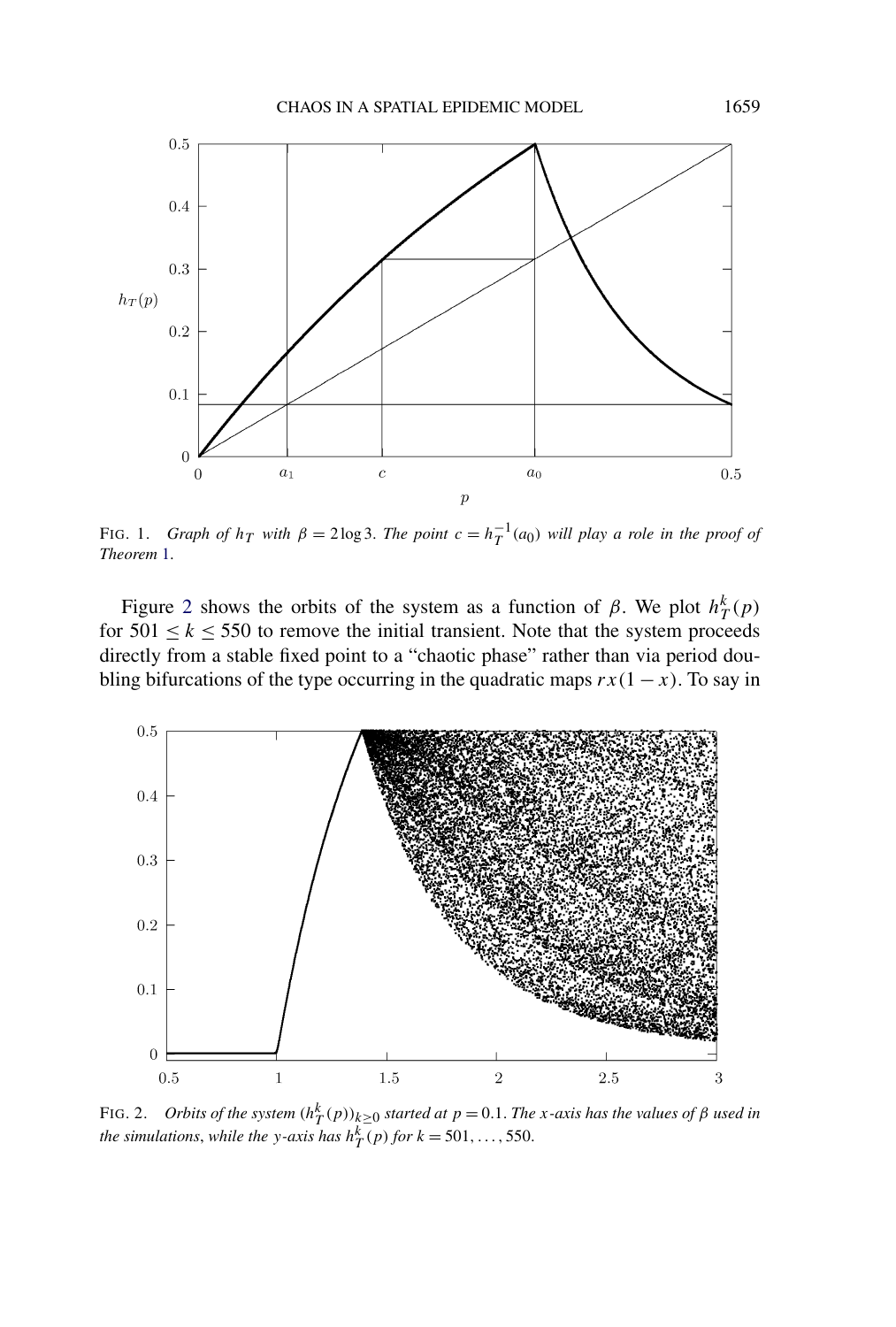FIG. 1. *Graph of $h_T$ with $\beta = 2\log 3$. The point $c = h_T^{-1}(a_0)$ will play a role in the proof of Theorem* 1.

Figure 2 shows the orbits of the system as a function of $\beta$. We plot $h_T^k(p)$ for $501 \le k \le 550$ to remove the initial transient. Note that the system proceeds directly from a stable fixed point to a "chaotic phase" rather than via period doubling bifurcations of the type occurring in the quadratic maps $rx(1-x)$. To say in

FIG. 2. *Orbits of the system $(h_T^k(p))_{k\ge 0}$ started at $p = 0.1$. The $x$-axis has the values of $\beta$ used in the simulations, while the $y$-axis has $h_T^k(p)$ for $k = 501, \dots, 550$.*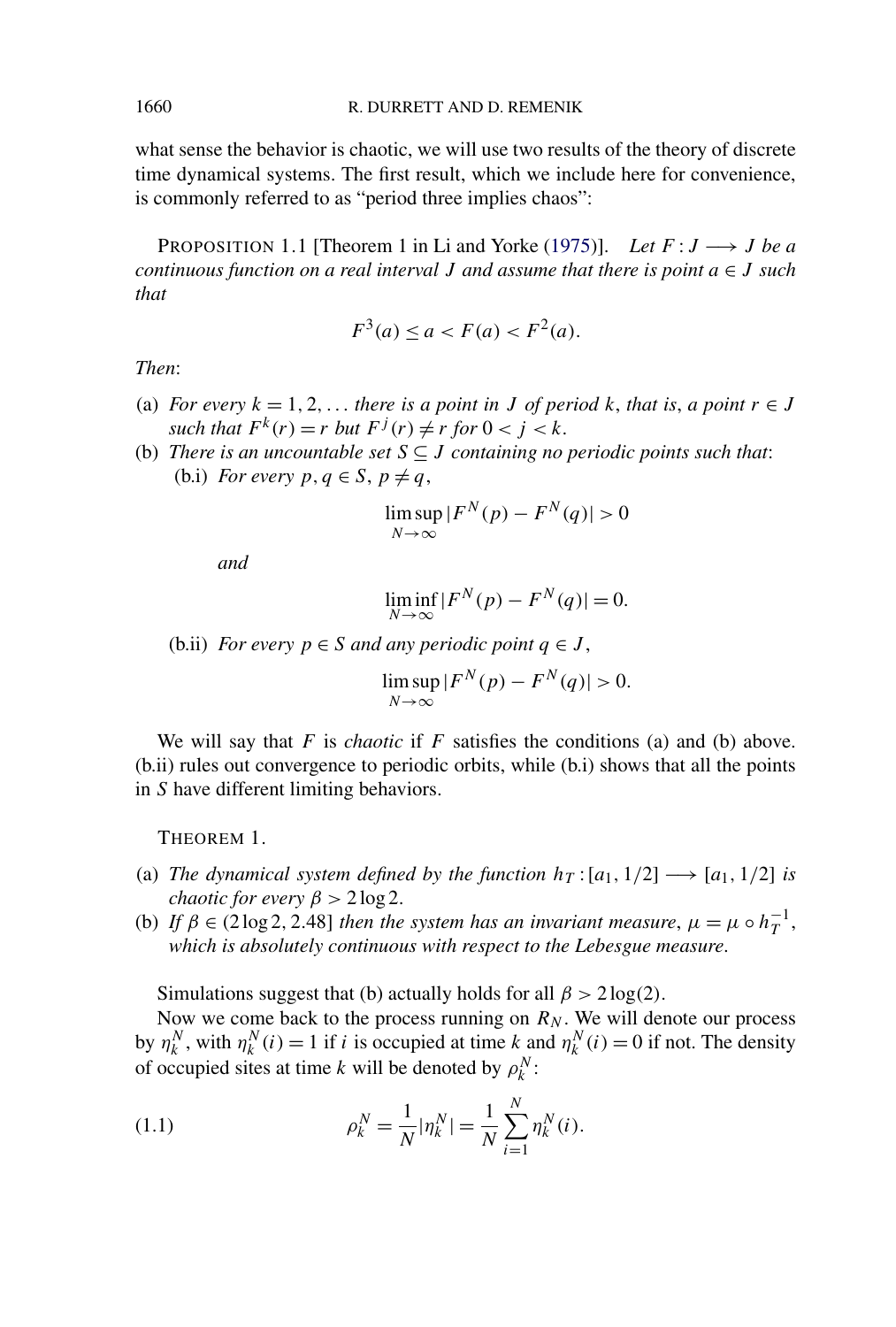what sense the behavior is chaotic, we will use two results of the theory of discrete time dynamical systems. The first result, which we include here for convenience, is commonly referred to as "period three implies chaos":

PROPOSITION 1.1 [Theorem 1 in Li and Yorke (1975)]. *Let $F : J \longrightarrow J$ be a continuous function on a real interval $J$ and assume that there is point $a \in J$ such that*

$$F^3(a) \leq a < F(a) < F^2(a).$$

*Then*:

(a) *For every $k = 1, 2, \dots$ there is a point in $J$ of period $k$, that is, a point $r \in J$ such that $F^k(r) = r$ but $F^j(r) \neq r$ for $0 < j < k$.*

(b) *There is an uncountable set $S \subseteq J$ containing no periodic points such that*:

   (b.i) *For every $p, q \in S$, $p \neq q$,*

$$\limsup_{N \to \infty} |F^N(p) - F^N(q)| > 0$$

   *and*

$$\liminf_{N \to \infty} |F^N(p) - F^N(q)| = 0.$$

   (b.ii) *For every $p \in S$ and any periodic point $q \in J$,*

$$\limsup_{N \to \infty} |F^N(p) - F^N(q)| > 0.$$

We will say that $F$ is *chaotic* if $F$ satisfies the conditions (a) and (b) above. (b.ii) rules out convergence to periodic orbits, while (b.i) shows that all the points in $S$ have different limiting behaviors.

THEOREM 1.

(a) *The dynamical system defined by the function $h_T : [a_1, 1/2] \longrightarrow [a_1, 1/2]$ is chaotic for every $\beta > 2 \log 2$.*

(b) *If $\beta \in (2 \log 2, 2.48]$ then the system has an invariant measure, $\mu = \mu \circ h_T^{-1}$, which is absolutely continuous with respect to the Lebesgue measure.*

Simulations suggest that (b) actually holds for all $\beta > 2 \log(2)$.

Now we come back to the process running on $R_N$. We will denote our process by $\eta_k^N$, with $\eta_k^N(i) = 1$ if $i$ is occupied at time $k$ and $\eta_k^N(i) = 0$ if not. The density of occupied sites at time $k$ will be denoted by $\rho_k^N$:

$$\rho_k^N = \frac{1}{N} |\eta_k^N| = \frac{1}{N} \sum_{i=1}^{N} \eta_k^N(i). \tag{1.1}$$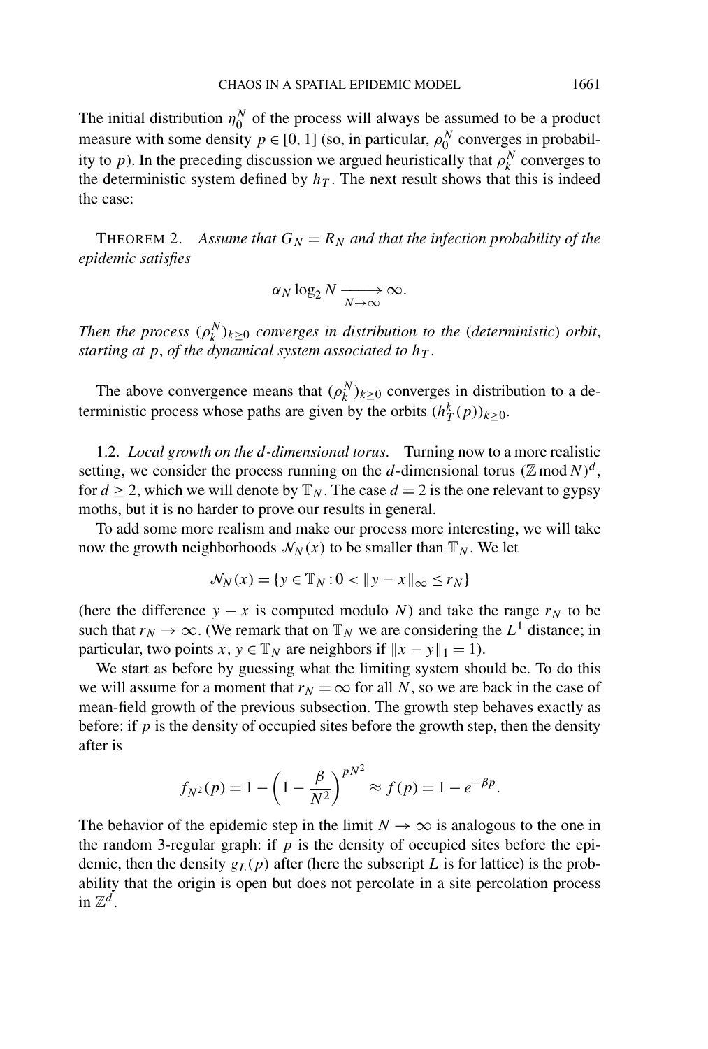The initial distribution $\eta_0^N$ of the process will always be assumed to be a product measure with some density $p \in [0, 1]$ (so, in particular, $\rho_0^N$ converges in probability to $p$). In the preceding discussion we argued heuristically that $\rho_k^N$ converges to the deterministic system defined by $h_T$. The next result shows that this is indeed the case:

THEOREM 2. *Assume that $G_N = R_N$ and that the infection probability of the epidemic satisfies*

$$\alpha_N \log_2 N \xrightarrow[N\to\infty]{} \infty.$$

*Then the process $(\rho_k^N)_{k\geq 0}$ converges in distribution to the (deterministic) orbit, starting at $p$, of the dynamical system associated to $h_T$.*

The above convergence means that $(\rho_k^N)_{k\geq 0}$ converges in distribution to a deterministic process whose paths are given by the orbits $(h_T^k(p))_{k\geq 0}$.

1.2. *Local growth on the $d$-dimensional torus.* Turning now to a more realistic setting, we consider the process running on the $d$-dimensional torus $(\mathbb{Z} \bmod N)^d$, for $d \geq 2$, which we will denote by $\mathbb{T}_N$. The case $d = 2$ is the one relevant to gypsy moths, but it is no harder to prove our results in general.

To add some more realism and make our process more interesting, we will take now the growth neighborhoods $\mathcal{N}_N(x)$ to be smaller than $\mathbb{T}_N$. We let

$$\mathcal{N}_N(x) = \{y \in \mathbb{T}_N : 0 < \|y - x\|_\infty \leq r_N\}$$

(here the difference $y - x$ is computed modulo $N$) and take the range $r_N$ to be such that $r_N \to \infty$. (We remark that on $\mathbb{T}_N$ we are considering the $L^1$ distance; in particular, two points $x, y \in \mathbb{T}_N$ are neighbors if $\|x - y\|_1 = 1$).

We start as before by guessing what the limiting system should be. To do this we will assume for a moment that $r_N = \infty$ for all $N$, so we are back in the case of mean-field growth of the previous subsection. The growth step behaves exactly as before: if $p$ is the density of occupied sites before the growth step, then the density after is

$$f_{N^2}(p) = 1 - \left(1 - \frac{\beta}{N^2}\right)^{pN^2} \approx f(p) = 1 - e^{-\beta p}.$$

The behavior of the epidemic step in the limit $N \to \infty$ is analogous to the one in the random 3-regular graph: if $p$ is the density of occupied sites before the epidemic, then the density $g_L(p)$ after (here the subscript $L$ is for lattice) is the probability that the origin is open but does not percolate in a site percolation process in $\mathbb{Z}^d$.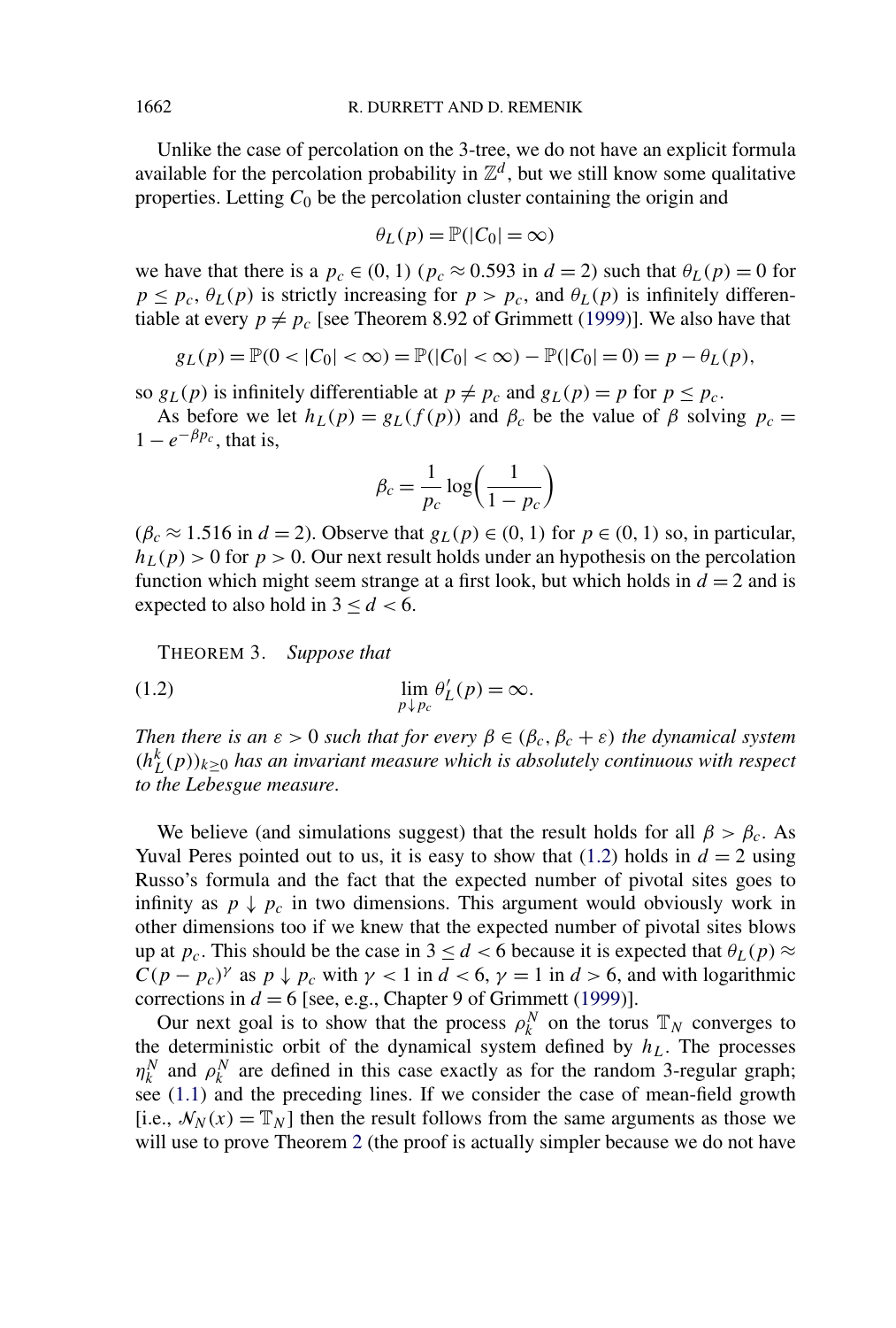Unlike the case of percolation on the 3-tree, we do not have an explicit formula available for the percolation probability in $\mathbb{Z}^d$, but we still know some qualitative properties. Letting $C_0$ be the percolation cluster containing the origin and

$$\theta_L(p) = \mathbb{P}(|C_0| = \infty)$$

we have that there is a $p_c \in (0, 1)$ ($p_c \approx 0.593$ in $d = 2$) such that $\theta_L(p) = 0$ for $p \leq p_c$, $\theta_L(p)$ is strictly increasing for $p > p_c$, and $\theta_L(p)$ is infinitely differentiable at every $p \neq p_c$ [see Theorem 8.92 of Grimmett (1999)]. We also have that

$$g_L(p) = \mathbb{P}(0 < |C_0| < \infty) = \mathbb{P}(|C_0| < \infty) - \mathbb{P}(|C_0| = 0) = p - \theta_L(p),$$

so $g_L(p)$ is infinitely differentiable at $p \neq p_c$ and $g_L(p) = p$ for $p \leq p_c$.

As before we let $h_L(p) = g_L(f(p))$ and $\beta_c$ be the value of $\beta$ solving $p_c = 1 - e^{-\beta p_c}$, that is,

$$\beta_c = \frac{1}{p_c} \log\left(\frac{1}{1 - p_c}\right)$$

($\beta_c \approx 1.516$ in $d = 2$). Observe that $g_L(p) \in (0, 1)$ for $p \in (0, 1)$ so, in particular, $h_L(p) > 0$ for $p > 0$. Our next result holds under an hypothesis on the percolation function which might seem strange at a first look, but which holds in $d = 2$ and is expected to also hold in $3 \leq d < 6$.

THEOREM 3. *Suppose that*

$$\lim_{p \downarrow p_c} \theta_L'(p) = \infty. \tag{1.2}$$

*Then there is an $\varepsilon > 0$ such that for every $\beta \in (\beta_c, \beta_c + \varepsilon)$ the dynamical system $(h_L^k(p))_{k \geq 0}$ has an invariant measure which is absolutely continuous with respect to the Lebesgue measure.*

We believe (and simulations suggest) that the result holds for all $\beta > \beta_c$. As Yuval Peres pointed out to us, it is easy to show that (1.2) holds in $d = 2$ using Russo's formula and the fact that the expected number of pivotal sites goes to infinity as $p \downarrow p_c$ in two dimensions. This argument would obviously work in other dimensions too if we knew that the expected number of pivotal sites blows up at $p_c$. This should be the case in $3 \leq d < 6$ because it is expected that $\theta_L(p) \approx C(p - p_c)^\gamma$ as $p \downarrow p_c$ with $\gamma < 1$ in $d < 6$, $\gamma = 1$ in $d > 6$, and with logarithmic corrections in $d = 6$ [see, e.g., Chapter 9 of Grimmett (1999)].

Our next goal is to show that the process $\rho_k^N$ on the torus $\mathbb{T}_N$ converges to the deterministic orbit of the dynamical system defined by $h_L$. The processes $\eta_k^N$ and $\rho_k^N$ are defined in this case exactly as for the random 3-regular graph; see (1.1) and the preceding lines. If we consider the case of mean-field growth [i.e., $\mathcal{N}_N(x) = \mathbb{T}_N$] then the result follows from the same arguments as those we will use to prove Theorem 2 (the proof is actually simpler because we do not have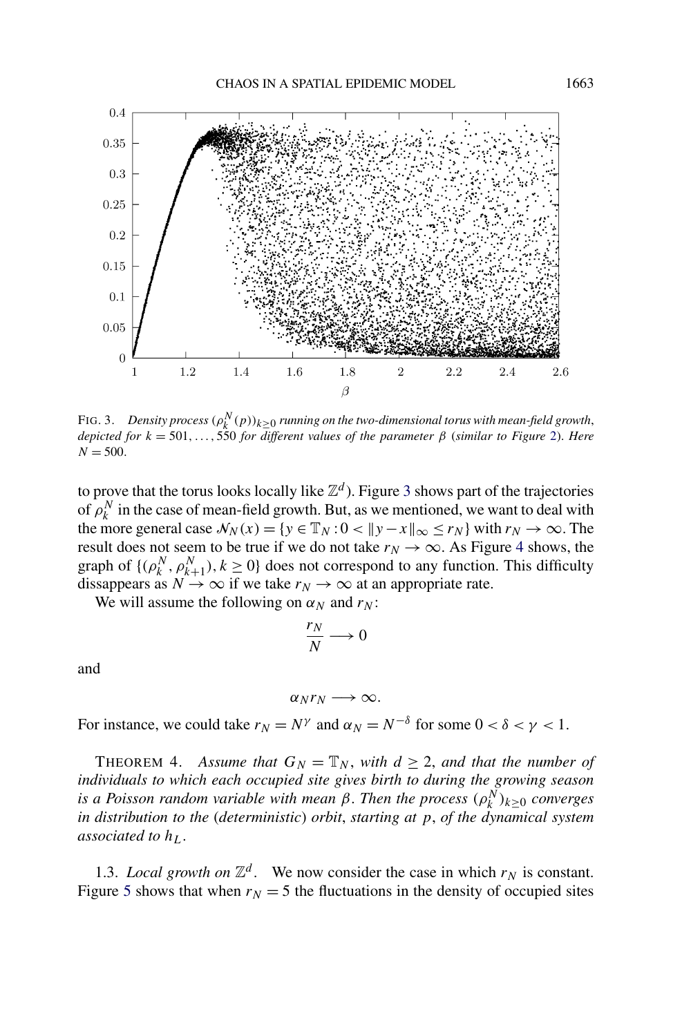FIG. 3. *Density process $(\rho_k^N(p))_{k\geq 0}$ running on the two-dimensional torus with mean-field growth, depicted for $k = 501, \ldots, 550$ for different values of the parameter $\beta$ (similar to Figure 2). Here $N = 500$.*

to prove that the torus looks locally like $\mathbb{Z}^d$). Figure 3 shows part of the trajectories of $\rho_k^N$ in the case of mean-field growth. But, as we mentioned, we want to deal with the more general case $\mathcal{N}_N(x) = \{y \in \mathbb{T}_N : 0 < \|y - x\|_\infty \leq r_N\}$ with $r_N \to \infty$. The result does not seem to be true if we do not take $r_N \to \infty$. As Figure 4 shows, the graph of $\{(\rho_k^N, \rho_{k+1}^N), k \geq 0\}$ does not correspond to any function. This difficulty dissappears as $N \to \infty$ if we take $r_N \to \infty$ at an appropriate rate.

We will assume the following on $\alpha_N$ and $r_N$:

$$\frac{r_N}{N} \longrightarrow 0$$

and

$$\alpha_N r_N \longrightarrow \infty.$$

For instance, we could take $r_N = N^\gamma$ and $\alpha_N = N^{-\delta}$ for some $0 < \delta < \gamma < 1$.

THEOREM 4. *Assume that $G_N = \mathbb{T}_N$, with $d \geq 2$, and that the number of individuals to which each occupied site gives birth to during the growing season is a Poisson random variable with mean $\beta$. Then the process $(\rho_k^N)_{k\geq 0}$ converges in distribution to the (deterministic) orbit, starting at $p$, of the dynamical system associated to $h_L$.*

1.3. *Local growth on $\mathbb{Z}^d$.* We now consider the case in which $r_N$ is constant. Figure 5 shows that when $r_N = 5$ the fluctuations in the density of occupied sites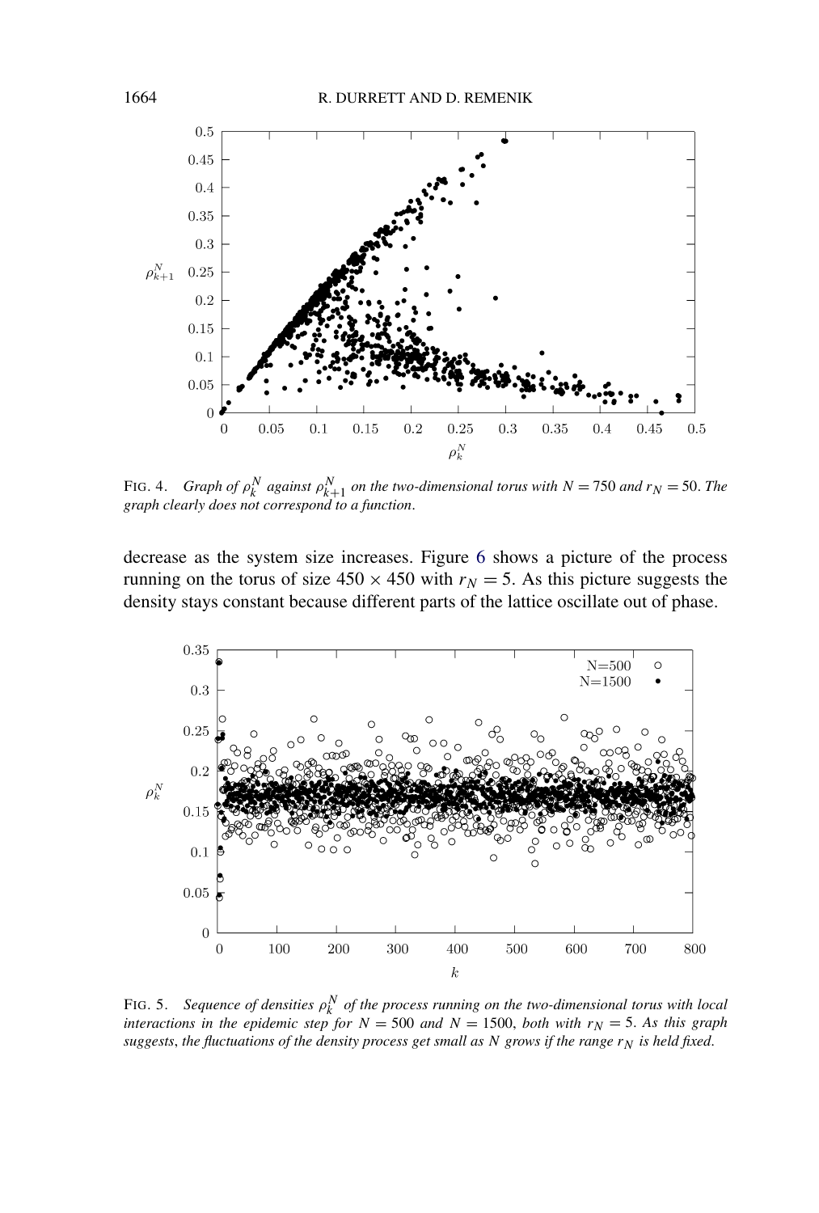FIG. 4. *Graph of $\rho_k^N$ against $\rho_{k+1}^N$ on the two-dimensional torus with $N = 750$ and $r_N = 50$. The graph clearly does not correspond to a function.*

decrease as the system size increases. Figure 6 shows a picture of the process running on the torus of size $450 \times 450$ with $r_N = 5$. As this picture suggests the density stays constant because different parts of the lattice oscillate out of phase.

FIG. 5. *Sequence of densities $\rho_k^N$ of the process running on the two-dimensional torus with local interactions in the epidemic step for $N = 500$ and $N = 1500$, both with $r_N = 5$. As this graph suggests, the fluctuations of the density process get small as $N$ grows if the range $r_N$ is held fixed.*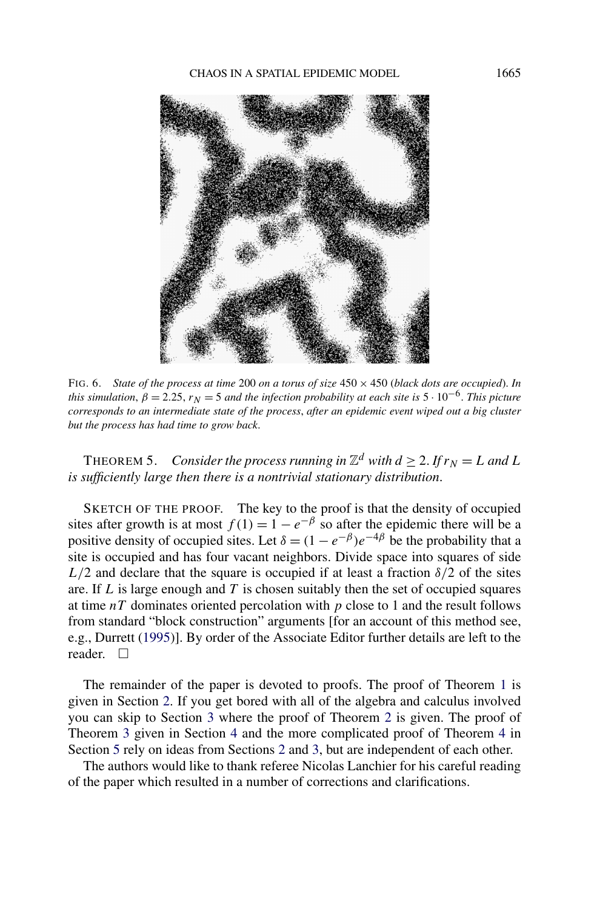FIG. 6. *State of the process at time* 200 *on a torus of size* $450 \times 450$ (*black dots are occupied*). *In this simulation*, $\beta = 2.25$, $r_N = 5$ *and the infection probability at each site is* $5 \cdot 10^{-6}$. *This picture corresponds to an intermediate state of the process*, *after an epidemic event wiped out a big cluster but the process has had time to grow back*.

THEOREM 5. *Consider the process running in* $\mathbb{Z}^d$ *with* $d \geq 2$. *If* $r_N = L$ *and* $L$ *is sufficiently large then there is a nontrivial stationary distribution*.

SKETCH OF THE PROOF. The key to the proof is that the density of occupied sites after growth is at most $f(1) = 1 - e^{-\beta}$ so after the epidemic there will be a positive density of occupied sites. Let $\delta = (1 - e^{-\beta})e^{-4\beta}$ be the probability that a site is occupied and has four vacant neighbors. Divide space into squares of side $L/2$ and declare that the square is occupied if at least a fraction $\delta/2$ of the sites are. If $L$ is large enough and $T$ is chosen suitably then the set of occupied squares at time $nT$ dominates oriented percolation with $p$ close to 1 and the result follows from standard "block construction" arguments [for an account of this method see, e.g., Durrett (1995)]. By order of the Associate Editor further details are left to the reader. $\square$

The remainder of the paper is devoted to proofs. The proof of Theorem 1 is given in Section 2. If you get bored with all of the algebra and calculus involved you can skip to Section 3 where the proof of Theorem 2 is given. The proof of Theorem 3 given in Section 4 and the more complicated proof of Theorem 4 in Section 5 rely on ideas from Sections 2 and 3, but are independent of each other.

The authors would like to thank referee Nicolas Lanchier for his careful reading of the paper which resulted in a number of corrections and clarifications.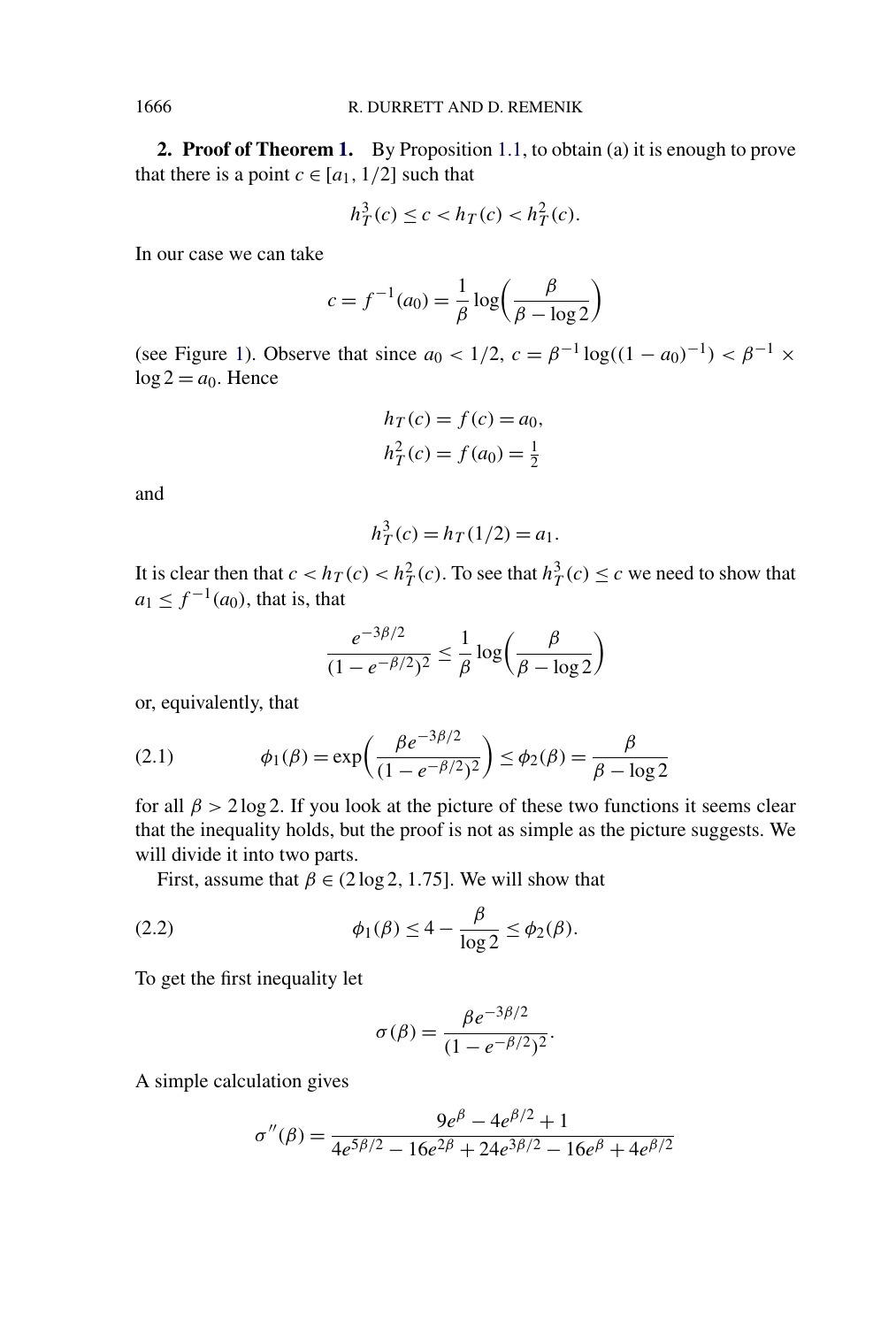**2. Proof of Theorem 1.** By Proposition 1.1, to obtain (a) it is enough to prove that there is a point $c \in [a_1, 1/2]$ such that

$$h_T^3(c) \le c < h_T(c) < h_T^2(c).$$

In our case we can take

$$c = f^{-1}(a_0) = \frac{1}{\beta} \log\left(\frac{\beta}{\beta - \log 2}\right)$$

(see Figure 1). Observe that since $a_0 < 1/2$, $c = \beta^{-1} \log((1 - a_0)^{-1}) < \beta^{-1} \times \log 2 = a_0$. Hence

$$h_T(c) = f(c) = a_0,$$
$$h_T^2(c) = f(a_0) = \tfrac{1}{2}$$

and

$$h_T^3(c) = h_T(1/2) = a_1.$$

It is clear then that $c < h_T(c) < h_T^2(c)$. To see that $h_T^3(c) \le c$ we need to show that $a_1 \le f^{-1}(a_0)$, that is, that

$$\frac{e^{-3\beta/2}}{(1 - e^{-\beta/2})^2} \le \frac{1}{\beta} \log\left(\frac{\beta}{\beta - \log 2}\right)$$

or, equivalently, that

$$\phi_1(\beta) = \exp\left(\frac{\beta e^{-3\beta/2}}{(1 - e^{-\beta/2})^2}\right) \le \phi_2(\beta) = \frac{\beta}{\beta - \log 2} \tag{2.1}$$

for all $\beta > 2 \log 2$. If you look at the picture of these two functions it seems clear that the inequality holds, but the proof is not as simple as the picture suggests. We will divide it into two parts.

First, assume that $\beta \in (2 \log 2, 1.75]$. We will show that

$$\phi_1(\beta) \le 4 - \frac{\beta}{\log 2} \le \phi_2(\beta). \tag{2.2}$$

To get the first inequality let

$$\sigma(\beta) = \frac{\beta e^{-3\beta/2}}{(1 - e^{-\beta/2})^2}.$$

A simple calculation gives

$$\sigma''(\beta) = \frac{9e^{\beta} - 4e^{\beta/2} + 1}{4e^{5\beta/2} - 16e^{2\beta} + 24e^{3\beta/2} - 16e^{\beta} + 4e^{\beta/2}}$$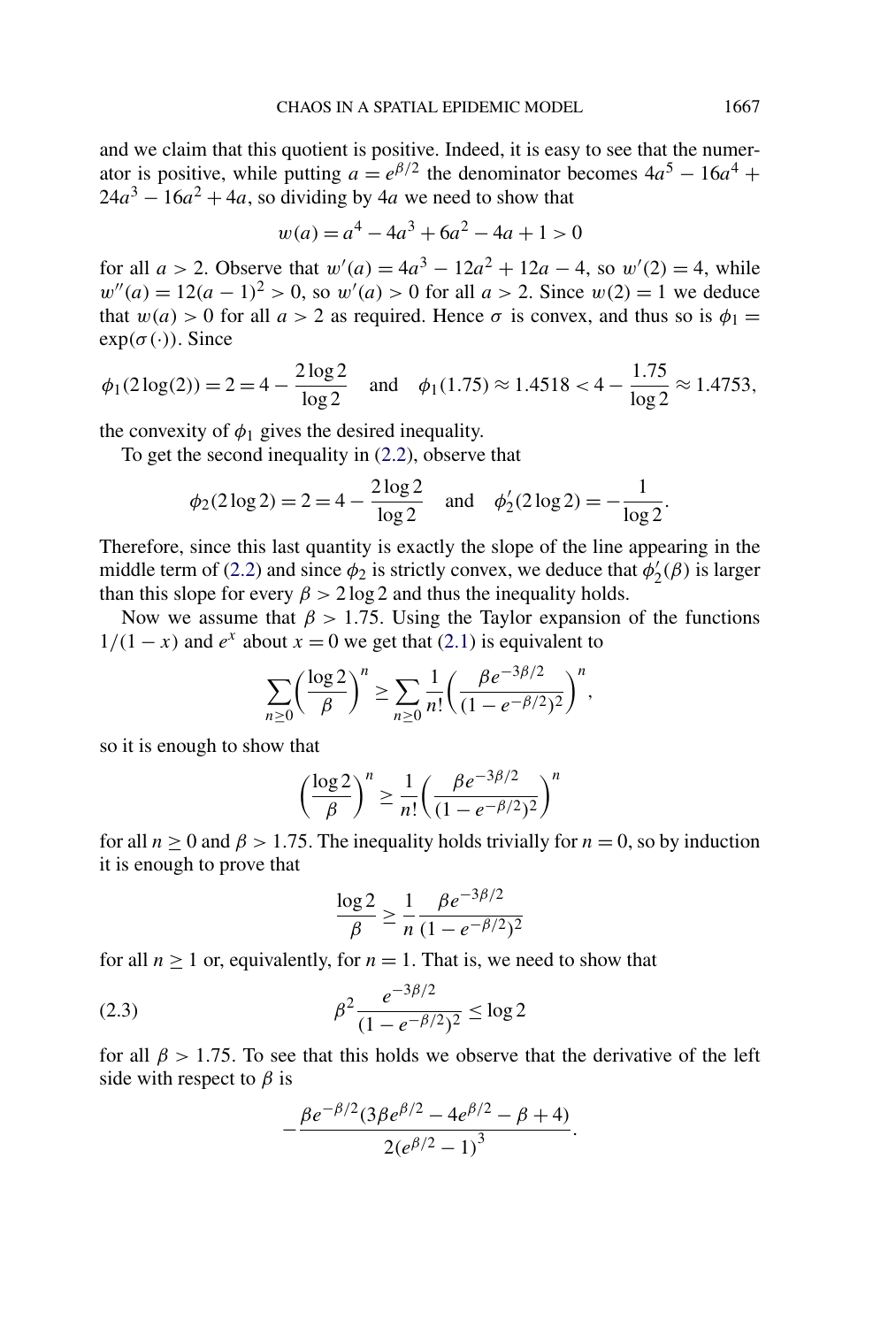and we claim that this quotient is positive. Indeed, it is easy to see that the numerator is positive, while putting $a = e^{\beta/2}$ the denominator becomes $4a^5 - 16a^4 + 24a^3 - 16a^2 + 4a$, so dividing by $4a$ we need to show that

$$w(a) = a^4 - 4a^3 + 6a^2 - 4a + 1 > 0$$

for all $a > 2$. Observe that $w'(a) = 4a^3 - 12a^2 + 12a - 4$, so $w'(2) = 4$, while $w''(a) = 12(a-1)^2 > 0$, so $w'(a) > 0$ for all $a > 2$. Since $w(2) = 1$ we deduce that $w(a) > 0$ for all $a > 2$ as required. Hence $\sigma$ is convex, and thus so is $\phi_1 = \exp(\sigma(\cdot))$. Since

$$\phi_1(2\log(2)) = 2 = 4 - \frac{2\log 2}{\log 2} \quad \text{and} \quad \phi_1(1.75) \approx 1.4518 < 4 - \frac{1.75}{\log 2} \approx 1.4753,$$

the convexity of $\phi_1$ gives the desired inequality.

To get the second inequality in (2.2), observe that

$$\phi_2(2\log 2) = 2 = 4 - \frac{2\log 2}{\log 2} \quad \text{and} \quad \phi_2'(2\log 2) = -\frac{1}{\log 2}.$$

Therefore, since this last quantity is exactly the slope of the line appearing in the middle term of (2.2) and since $\phi_2$ is strictly convex, we deduce that $\phi_2'(\beta)$ is larger than this slope for every $\beta > 2\log 2$ and thus the inequality holds.

Now we assume that $\beta > 1.75$. Using the Taylor expansion of the functions $1/(1-x)$ and $e^x$ about $x = 0$ we get that (2.1) is equivalent to

$$\sum_{n\geq 0}\left(\frac{\log 2}{\beta}\right)^n \geq \sum_{n\geq 0}\frac{1}{n!}\left(\frac{\beta e^{-3\beta/2}}{(1-e^{-\beta/2})^2}\right)^n,$$

so it is enough to show that

$$\left(\frac{\log 2}{\beta}\right)^n \geq \frac{1}{n!}\left(\frac{\beta e^{-3\beta/2}}{(1-e^{-\beta/2})^2}\right)^n$$

for all $n \geq 0$ and $\beta > 1.75$. The inequality holds trivially for $n = 0$, so by induction it is enough to prove that

$$\frac{\log 2}{\beta} \geq \frac{1}{n}\frac{\beta e^{-3\beta/2}}{(1-e^{-\beta/2})^2}$$

for all $n \geq 1$ or, equivalently, for $n = 1$. That is, we need to show that

$$\beta^2 \frac{e^{-3\beta/2}}{(1-e^{-\beta/2})^2} \leq \log 2 \tag{2.3}$$

for all $\beta > 1.75$. To see that this holds we observe that the derivative of the left side with respect to $\beta$ is

$$-\frac{\beta e^{-\beta/2}(3\beta e^{\beta/2} - 4e^{\beta/2} - \beta + 4)}{2(e^{\beta/2}-1)^3}.$$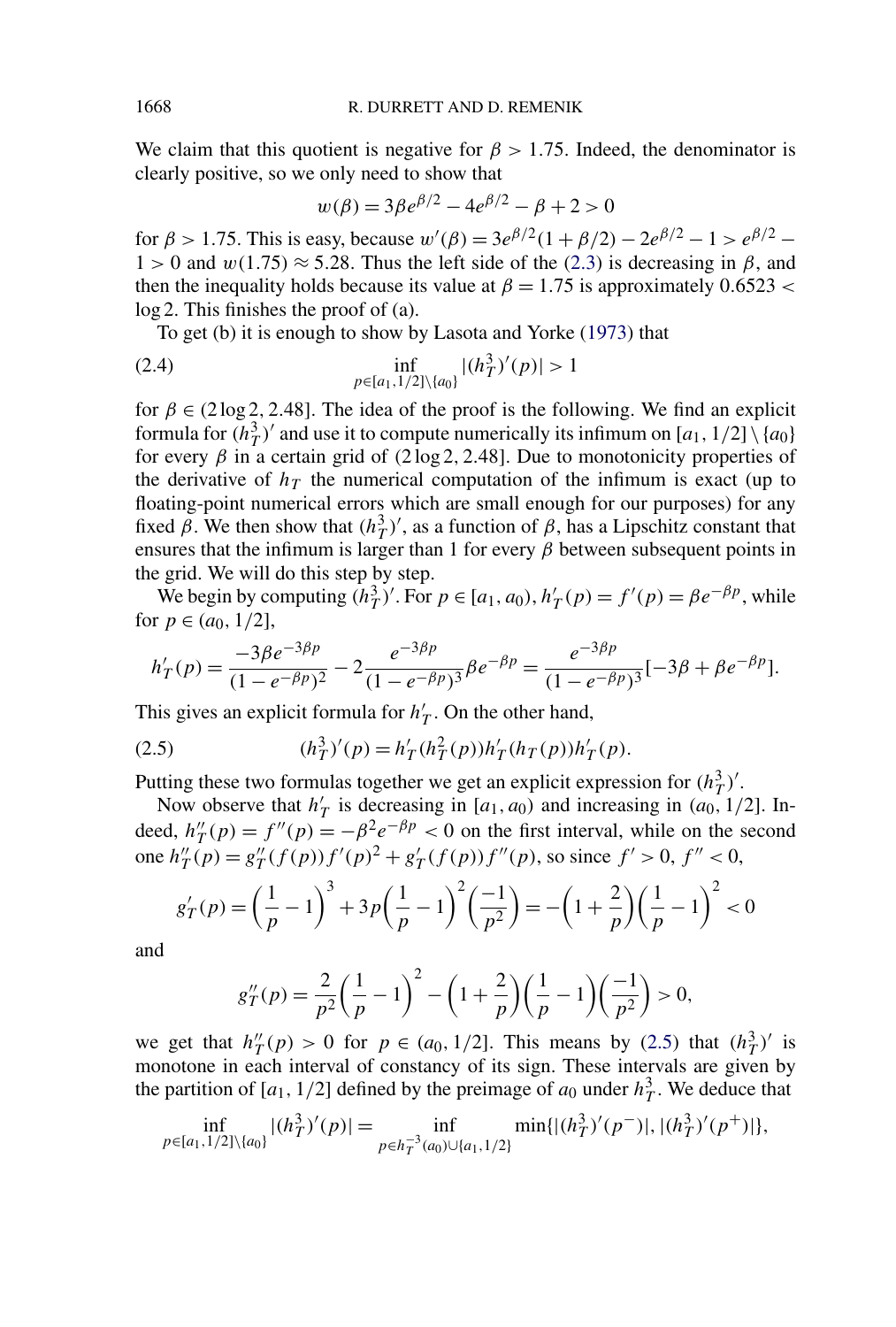We claim that this quotient is negative for $\beta > 1.75$. Indeed, the denominator is clearly positive, so we only need to show that

$$w(\beta) = 3\beta e^{\beta/2} - 4e^{\beta/2} - \beta + 2 > 0$$

for $\beta > 1.75$. This is easy, because $w'(\beta) = 3e^{\beta/2}(1 + \beta/2) - 2e^{\beta/2} - 1 > e^{\beta/2} - 1 > 0$ and $w(1.75) \approx 5.28$. Thus the left side of the (2.3) is decreasing in $\beta$, and then the inequality holds because its value at $\beta = 1.75$ is approximately $0.6523 < \log 2$. This finishes the proof of (a).

To get (b) it is enough to show by Lasota and Yorke (1973) that

$$\inf_{p \in [a_1, 1/2] \setminus \{a_0\}} |(h_T^3)'(p)| > 1 \tag{2.4}$$

for $\beta \in (2 \log 2, 2.48]$. The idea of the proof is the following. We find an explicit formula for $(h_T^3)'$ and use it to compute numerically its infimum on $[a_1, 1/2] \setminus \{a_0\}$ for every $\beta$ in a certain grid of $(2 \log 2, 2.48]$. Due to monotonicity properties of the derivative of $h_T$ the numerical computation of the infimum is exact (up to floating-point numerical errors which are small enough for our purposes) for any fixed $\beta$. We then show that $(h_T^3)'$, as a function of $\beta$, has a Lipschitz constant that ensures that the infimum is larger than 1 for every $\beta$ between subsequent points in the grid. We will do this step by step.

We begin by computing $(h_T^3)'$. For $p \in [a_1, a_0)$, $h_T'(p) = f'(p) = \beta e^{-\beta p}$, while for $p \in (a_0, 1/2]$,

$$h_T'(p) = \frac{-3\beta e^{-3\beta p}}{(1 - e^{-\beta p})^2} - 2\frac{e^{-3\beta p}}{(1 - e^{-\beta p})^3} \beta e^{-\beta p} = \frac{e^{-3\beta p}}{(1 - e^{-\beta p})^3}[-3\beta + \beta e^{-\beta p}].$$

This gives an explicit formula for $h_T'$. On the other hand,

$$(h_T^3)'(p) = h_T'(h_T^2(p)) h_T'(h_T(p)) h_T'(p). \tag{2.5}$$

Putting these two formulas together we get an explicit expression for $(h_T^3)'$.

Now observe that $h_T'$ is decreasing in $[a_1, a_0)$ and increasing in $(a_0, 1/2]$. Indeed, $h_T''(p) = f''(p) = -\beta^2 e^{-\beta p} < 0$ on the first interval, while on the second one $h_T''(p) = g_T''(f(p)) f'(p)^2 + g_T'(f(p)) f''(p)$, so since $f' > 0$, $f'' < 0$,

$$g_T'(p) = \left(\frac{1}{p} - 1\right)^3 + 3p\left(\frac{1}{p} - 1\right)^2 \left(\frac{-1}{p^2}\right) = -\left(1 + \frac{2}{p}\right)\left(\frac{1}{p} - 1\right)^2 < 0$$

and

$$g_T''(p) = \frac{2}{p^2}\left(\frac{1}{p} - 1\right)^2 - \left(1 + \frac{2}{p}\right)\left(\frac{1}{p} - 1\right)\left(\frac{-1}{p^2}\right) > 0,$$

we get that $h_T''(p) > 0$ for $p \in (a_0, 1/2]$. This means by (2.5) that $(h_T^3)'$ is monotone in each interval of constancy of its sign. These intervals are given by the partition of $[a_1, 1/2]$ defined by the preimage of $a_0$ under $h_T^3$. We deduce that

$$\inf_{p \in [a_1, 1/2] \setminus \{a_0\}} |(h_T^3)'(p)| = \inf_{p \in h_T^{-3}(a_0) \cup \{a_1, 1/2\}} \min\{|(h_T^3)'(p^-)|, |(h_T^3)'(p^+)|\},$$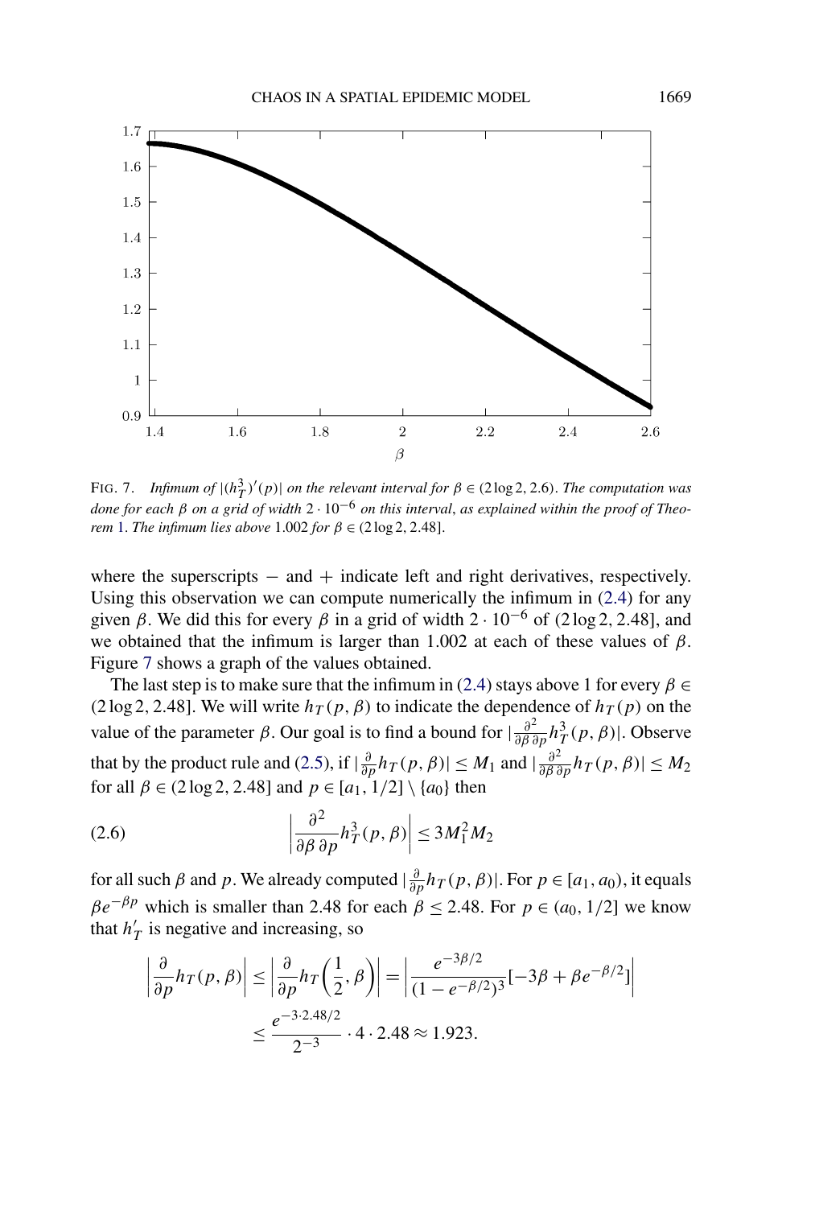FIG. 7. *Infimum of* $|(h_T^3)'(p)|$ *on the relevant interval for* $\beta \in (2\log 2, 2.6)$. *The computation was done for each* $\beta$ *on a grid of width* $2 \cdot 10^{-6}$ *on this interval*, *as explained within the proof of Theorem* 1. *The infimum lies above* 1.002 *for* $\beta \in (2\log 2, 2.48]$.

where the superscripts $-$ and $+$ indicate left and right derivatives, respectively. Using this observation we can compute numerically the infimum in (2.4) for any given $\beta$. We did this for every $\beta$ in a grid of width $2 \cdot 10^{-6}$ of $(2\log 2, 2.48]$, and we obtained that the infimum is larger than 1.002 at each of these values of $\beta$. Figure 7 shows a graph of the values obtained.

The last step is to make sure that the infimum in (2.4) stays above 1 for every $\beta \in (2\log 2, 2.48]$. We will write $h_T(p, \beta)$ to indicate the dependence of $h_T(p)$ on the value of the parameter $\beta$. Our goal is to find a bound for $|\frac{\partial^2}{\partial\beta\,\partial p} h_T^3(p, \beta)|$. Observe that by the product rule and (2.5), if $|\frac{\partial}{\partial p} h_T(p, \beta)| \leq M_1$ and $|\frac{\partial^2}{\partial\beta\,\partial p} h_T(p, \beta)| \leq M_2$ for all $\beta \in (2\log 2, 2.48]$ and $p \in [a_1, 1/2] \setminus \{a_0\}$ then

$$\left|\frac{\partial^2}{\partial\beta\,\partial p} h_T^3(p, \beta)\right| \leq 3M_1^2 M_2 \tag{2.6}$$

for all such $\beta$ and $p$. We already computed $|\frac{\partial}{\partial p} h_T(p, \beta)|$. For $p \in [a_1, a_0)$, it equals $\beta e^{-\beta p}$ which is smaller than 2.48 for each $\beta \leq 2.48$. For $p \in (a_0, 1/2]$ we know that $h_T'$ is negative and increasing, so

$$\begin{aligned}
\left|\frac{\partial}{\partial p} h_T(p, \beta)\right| &\leq \left|\frac{\partial}{\partial p} h_T\left(\frac{1}{2}, \beta\right)\right| = \left|\frac{e^{-3\beta/2}}{(1 - e^{-\beta/2})^3}[-3\beta + \beta e^{-\beta/2}]\right| \\
&\leq \frac{e^{-3\cdot 2.48/2}}{2^{-3}} \cdot 4 \cdot 2.48 \approx 1.923.
\end{aligned}$$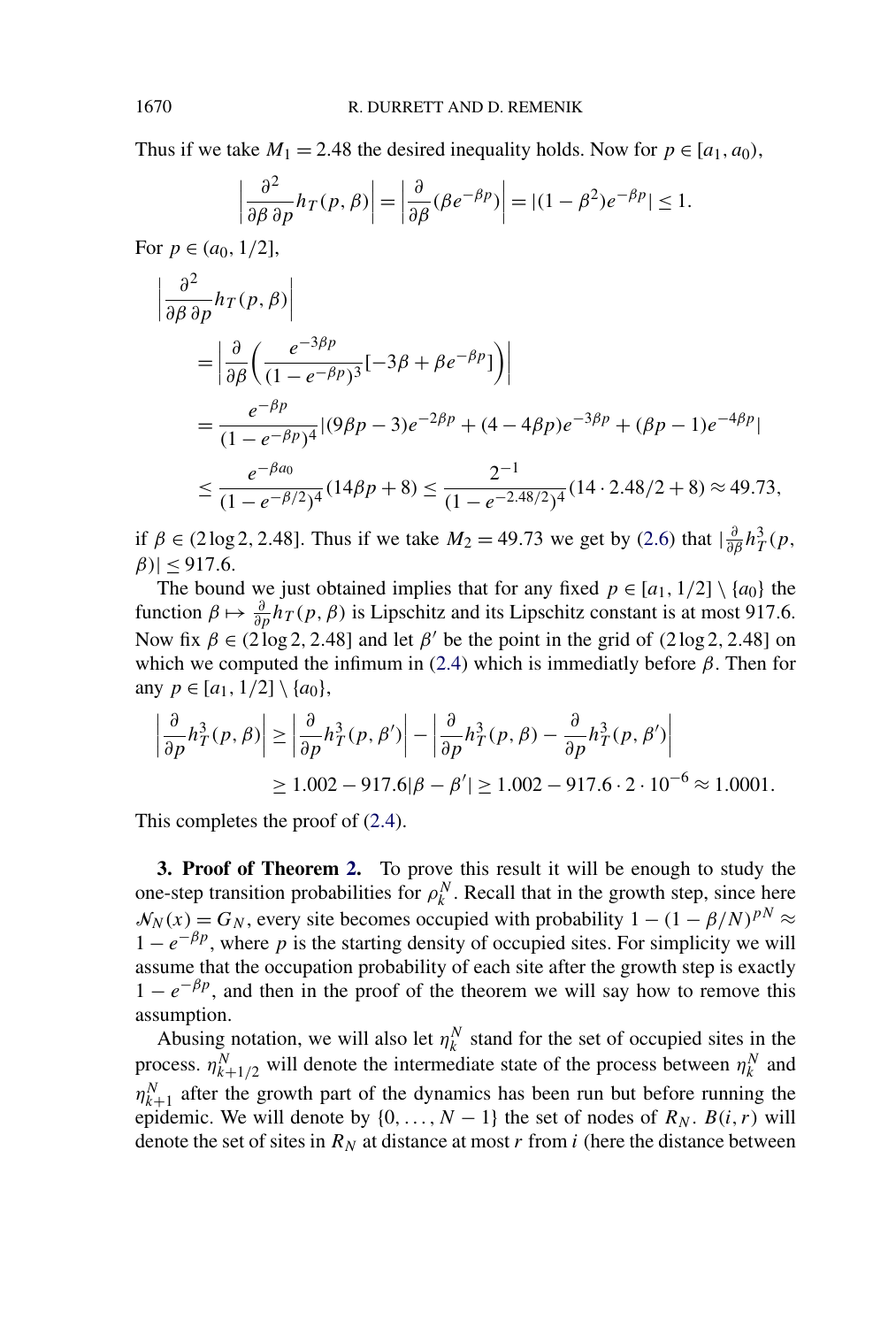Thus if we take $M_1 = 2.48$ the desired inequality holds. Now for $p \in [a_1, a_0)$,

$$\left|\frac{\partial^2}{\partial\beta\,\partial p} h_T(p,\beta)\right| = \left|\frac{\partial}{\partial\beta}(\beta e^{-\beta p})\right| = |(1-\beta^2)e^{-\beta p}| \le 1.$$

For $p \in (a_0, 1/2]$,

$$\begin{aligned}
&\left|\frac{\partial^2}{\partial\beta\,\partial p} h_T(p,\beta)\right| \\
&\quad = \left|\frac{\partial}{\partial\beta}\left(\frac{e^{-3\beta p}}{(1-e^{-\beta p})^3}[-3\beta + \beta e^{-\beta p}]\right)\right| \\
&\quad = \frac{e^{-\beta p}}{(1-e^{-\beta p})^4}|(9\beta p - 3)e^{-2\beta p} + (4-4\beta p)e^{-3\beta p} + (\beta p - 1)e^{-4\beta p}| \\
&\quad \le \frac{e^{-\beta a_0}}{(1-e^{-\beta/2})^4}(14\beta p + 8) \le \frac{2^{-1}}{(1-e^{-2.48/2})^4}(14 \cdot 2.48/2 + 8) \approx 49.73,
\end{aligned}$$

if $\beta \in (2\log 2, 2.48]$. Thus if we take $M_2 = 49.73$ we get by (2.6) that $|\frac{\partial}{\partial\beta} h_T^3(p,\beta)| \le 917.6$.

The bound we just obtained implies that for any fixed $p \in [a_1, 1/2] \setminus \{a_0\}$ the function $\beta \mapsto \frac{\partial}{\partial p} h_T(p,\beta)$ is Lipschitz and its Lipschitz constant is at most 917.6. Now fix $\beta \in (2\log 2, 2.48]$ and let $\beta'$ be the point in the grid of $(2\log 2, 2.48]$ on which we computed the infimum in (2.4) which is immediatly before $\beta$. Then for any $p \in [a_1, 1/2] \setminus \{a_0\}$,

$$\begin{aligned}
\left|\frac{\partial}{\partial p} h_T^3(p,\beta)\right| &\ge \left|\frac{\partial}{\partial p} h_T^3(p,\beta')\right| - \left|\frac{\partial}{\partial p} h_T^3(p,\beta) - \frac{\partial}{\partial p} h_T^3(p,\beta')\right| \\
&\ge 1.002 - 917.6|\beta - \beta'| \ge 1.002 - 917.6 \cdot 2 \cdot 10^{-6} \approx 1.0001.
\end{aligned}$$

This completes the proof of (2.4).

**3. Proof of Theorem 2.** To prove this result it will be enough to study the one-step transition probabilities for $\rho_k^N$. Recall that in the growth step, since here $\mathcal{N}_N(x) = G_N$, every site becomes occupied with probability $1 - (1 - \beta/N)^{pN} \approx 1 - e^{-\beta p}$, where $p$ is the starting density of occupied sites. For simplicity we will assume that the occupation probability of each site after the growth step is exactly $1 - e^{-\beta p}$, and then in the proof of the theorem we will say how to remove this assumption.

Abusing notation, we will also let $\eta_k^N$ stand for the set of occupied sites in the process. $\eta_{k+1/2}^N$ will denote the intermediate state of the process between $\eta_k^N$ and $\eta_{k+1}^N$ after the growth part of the dynamics has been run but before running the epidemic. We will denote by $\{0, \dots, N-1\}$ the set of nodes of $R_N$. $B(i, r)$ will denote the set of sites in $R_N$ at distance at most $r$ from $i$ (here the distance between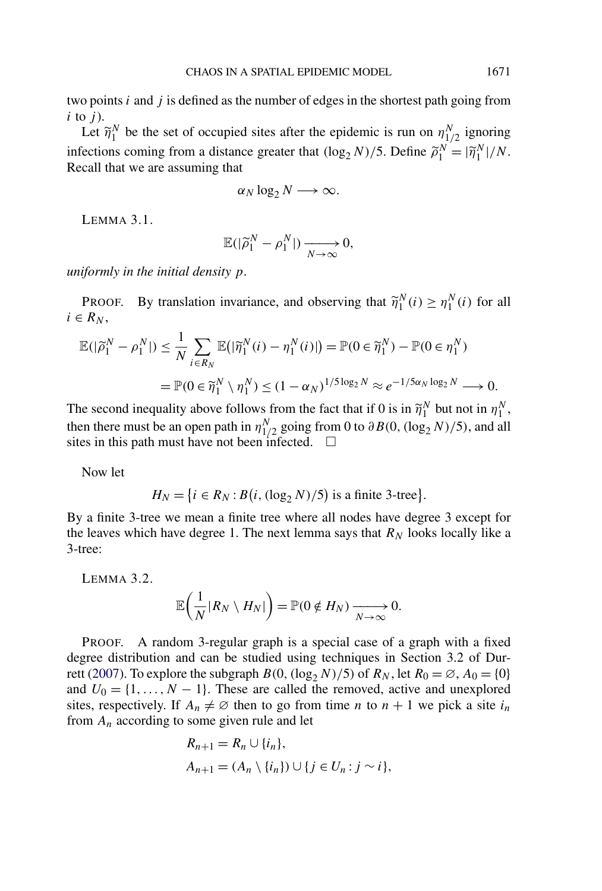two points $i$ and $j$ is defined as the number of edges in the shortest path going from $i$ to $j$).

Let $\widetilde{\eta}_1^N$ be the set of occupied sites after the epidemic is run on $\eta_{1/2}^N$ ignoring infections coming from a distance greater that $(\log_2 N)/5$. Define $\widetilde{\rho}_1^N = |\widetilde{\eta}_1^N|/N$. Recall that we are assuming that

$$\alpha_N \log_2 N \longrightarrow \infty.$$

LEMMA 3.1.

$$\mathbb{E}(|\widetilde{\rho}_1^N - \rho_1^N|) \xrightarrow[N\to\infty]{} 0,$$

*uniformly in the initial density* $p$.

PROOF. By translation invariance, and observing that $\widetilde{\eta}_1^N(i) \geq \eta_1^N(i)$ for all $i \in R_N$,

$$\begin{aligned}
\mathbb{E}(|\widetilde{\rho}_1^N - \rho_1^N|) &\leq \frac{1}{N} \sum_{i \in R_N} \mathbb{E}(|\widetilde{\eta}_1^N(i) - \eta_1^N(i)|) = \mathbb{P}(0 \in \widetilde{\eta}_1^N) - \mathbb{P}(0 \in \eta_1^N) \\
&= \mathbb{P}(0 \in \widetilde{\eta}_1^N \setminus \eta_1^N) \leq (1-\alpha_N)^{1/5 \log_2 N} \approx e^{-1/5 \alpha_N \log_2 N} \longrightarrow 0.
\end{aligned}$$

The second inequality above follows from the fact that if 0 is in $\widetilde{\eta}_1^N$ but not in $\eta_1^N$, then there must be an open path in $\eta_{1/2}^N$ going from 0 to $\partial B(0, (\log_2 N)/5)$, and all sites in this path must have not been infected. $\square$

Now let

$$H_N = \{i \in R_N : B(i, (\log_2 N)/5) \text{ is a finite 3-tree}\}.$$

By a finite 3-tree we mean a finite tree where all nodes have degree 3 except for the leaves which have degree 1. The next lemma says that $R_N$ looks locally like a 3-tree:

LEMMA 3.2.

$$\mathbb{E}\left(\frac{1}{N}|R_N \setminus H_N|\right) = \mathbb{P}(0 \notin H_N) \xrightarrow[N\to\infty]{} 0.$$

PROOF. A random 3-regular graph is a special case of a graph with a fixed degree distribution and can be studied using techniques in Section 3.2 of Durrett (2007). To explore the subgraph $B(0, (\log_2 N)/5)$ of $R_N$, let $R_0 = \varnothing$, $A_0 = \{0\}$ and $U_0 = \{1, \dots, N-1\}$. These are called the removed, active and unexplored sites, respectively. If $A_n \neq \varnothing$ then to go from time $n$ to $n+1$ we pick a site $i_n$ from $A_n$ according to some given rule and let

$$\begin{aligned}
R_{n+1} &= R_n \cup \{i_n\}, \\
A_{n+1} &= (A_n \setminus \{i_n\}) \cup \{j \in U_n : j \sim i\},
\end{aligned}$$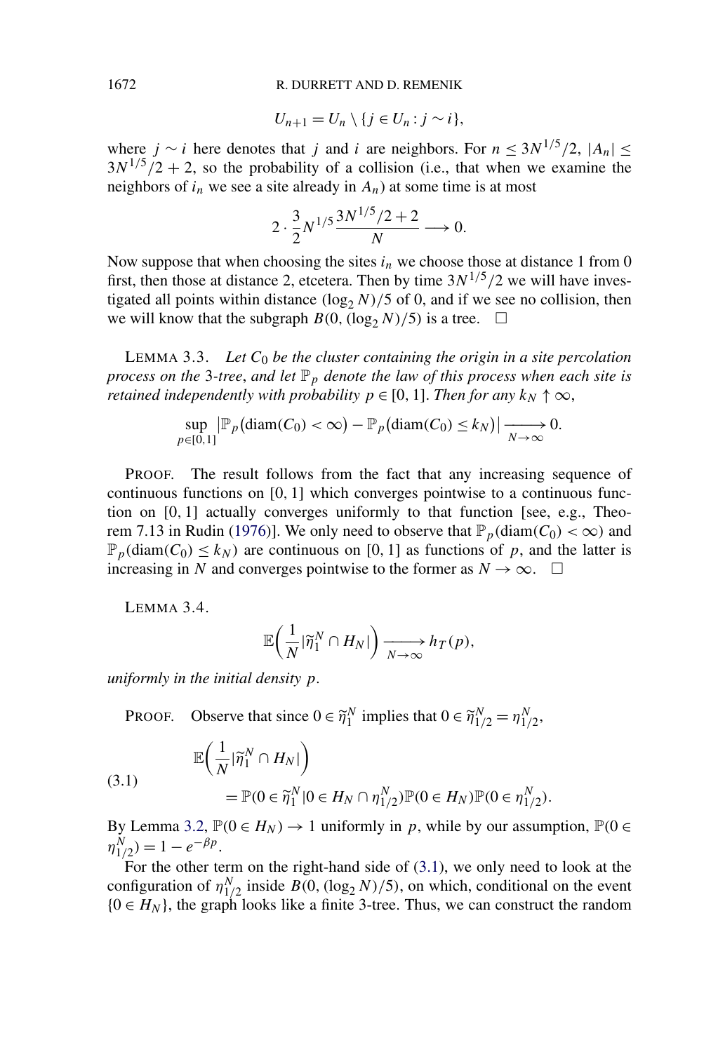$$U_{n+1} = U_n \setminus \{j \in U_n : j \sim i\},$$

where $j \sim i$ here denotes that $j$ and $i$ are neighbors. For $n \leq 3N^{1/5}/2$, $|A_n| \leq 3N^{1/5}/2 + 2$, so the probability of a collision (i.e., that when we examine the neighbors of $i_n$ we see a site already in $A_n$) at some time is at most

$$2 \cdot \frac{3}{2} N^{1/5} \frac{3N^{1/5}/2 + 2}{N} \longrightarrow 0.$$

Now suppose that when choosing the sites $i_n$ we choose those at distance 1 from 0 first, then those at distance 2, etcetera. Then by time $3N^{1/5}/2$ we will have investigated all points within distance $(\log_2 N)/5$ of 0, and if we see no collision, then we will know that the subgraph $B(0, (\log_2 N)/5)$ is a tree. $\square$

LEMMA 3.3. *Let $C_0$ be the cluster containing the origin in a site percolation process on the 3-tree, and let $\mathbb{P}_p$ denote the law of this process when each site is retained independently with probability $p \in [0, 1]$. Then for any $k_N \uparrow \infty$,*

$$\sup_{p \in [0,1]} \left| \mathbb{P}_p\big(\operatorname{diam}(C_0) < \infty\big) - \mathbb{P}_p\big(\operatorname{diam}(C_0) \leq k_N\big) \right| \xrightarrow[N \to \infty]{} 0.$$

PROOF. The result follows from the fact that any increasing sequence of continuous functions on $[0, 1]$ which converges pointwise to a continuous function on $[0, 1]$ actually converges uniformly to that function [see, e.g., Theorem 7.13 in Rudin (1976)]. We only need to observe that $\mathbb{P}_p(\operatorname{diam}(C_0) < \infty)$ and $\mathbb{P}_p(\operatorname{diam}(C_0) \leq k_N)$ are continuous on $[0, 1]$ as functions of $p$, and the latter is increasing in $N$ and converges pointwise to the former as $N \to \infty$. $\square$

LEMMA 3.4.

$$\mathbb{E}\left( \frac{1}{N} |\widetilde{\eta}_1^N \cap H_N| \right) \xrightarrow[N \to \infty]{} h_T(p),$$

*uniformly in the initial density $p$.*

PROOF. Observe that since $0 \in \widetilde{\eta}_1^N$ implies that $0 \in \widetilde{\eta}_{1/2}^N = \eta_{1/2}^N$,

$$\begin{aligned} &\mathbb{E}\left( \frac{1}{N} |\widetilde{\eta}_1^N \cap H_N| \right) \\ &\qquad = \mathbb{P}(0 \in \widetilde{\eta}_1^N | 0 \in H_N \cap \eta_{1/2}^N) \mathbb{P}(0 \in H_N) \mathbb{P}(0 \in \eta_{1/2}^N). \end{aligned} \tag{3.1}$$

By Lemma 3.2, $\mathbb{P}(0 \in H_N) \to 1$ uniformly in $p$, while by our assumption, $\mathbb{P}(0 \in \eta_{1/2}^N) = 1 - e^{-\beta p}$.

For the other term on the right-hand side of (3.1), we only need to look at the configuration of $\eta_{1/2}^N$ inside $B(0, (\log_2 N)/5)$, on which, conditional on the event $\{0 \in H_N\}$, the graph looks like a finite 3-tree. Thus, we can construct the random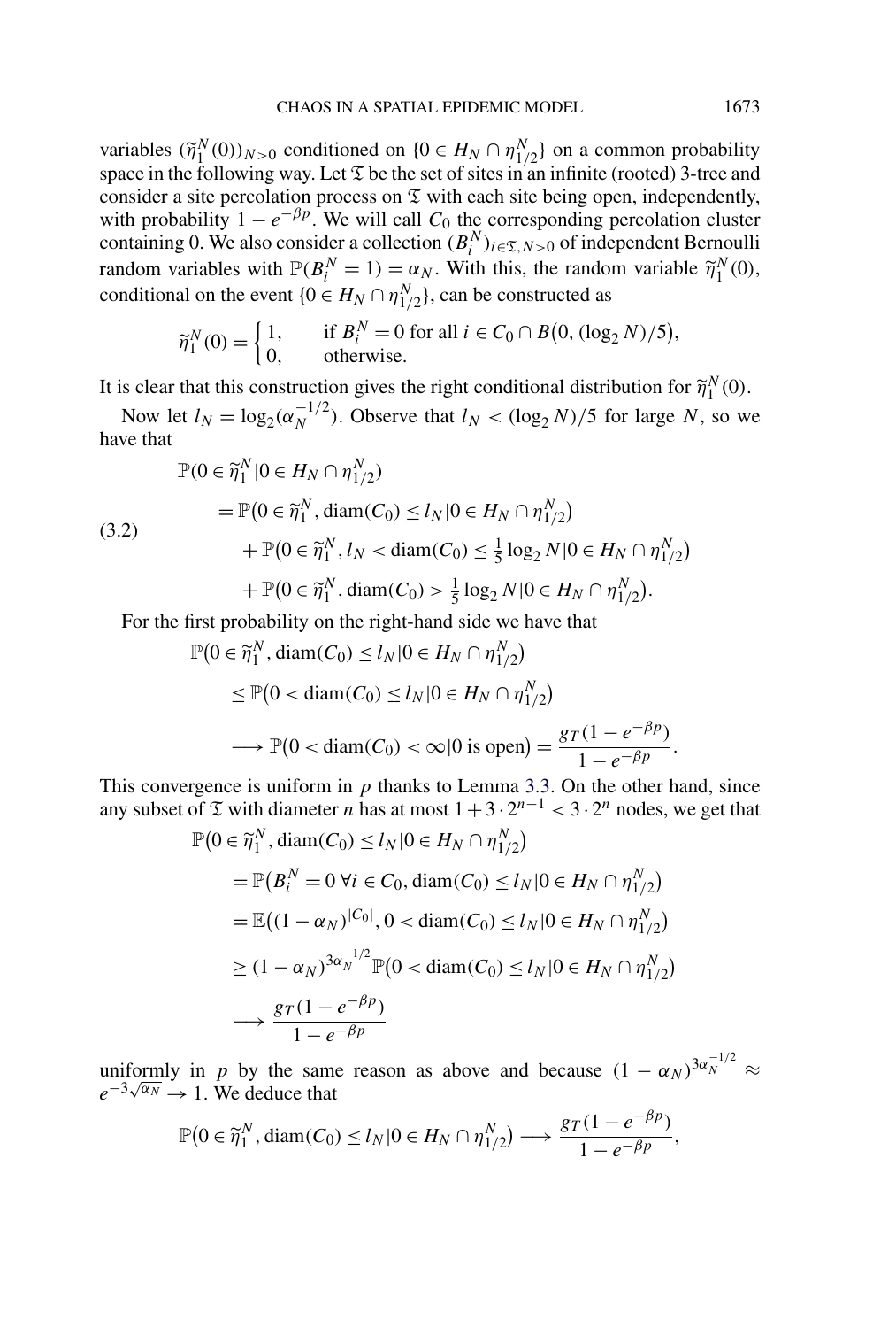variables $(\widetilde{\eta}_1^N(0))_{N>0}$ conditioned on $\{0 \in H_N \cap \eta_{1/2}^N\}$ on a common probability space in the following way. Let $\mathfrak{T}$ be the set of sites in an infinite (rooted) 3-tree and consider a site percolation process on $\mathfrak{T}$ with each site being open, independently, with probability $1 - e^{-\beta p}$. We will call $C_0$ the corresponding percolation cluster containing 0. We also consider a collection $(B_i^N)_{i \in \mathfrak{T}, N>0}$ of independent Bernoulli random variables with $\mathbb{P}(B_i^N = 1) = \alpha_N$. With this, the random variable $\widetilde{\eta}_1^N(0)$, conditional on the event $\{0 \in H_N \cap \eta_{1/2}^N\}$, can be constructed as

$$\widetilde{\eta}_1^N(0) = \begin{cases} 1, & \text{if } B_i^N = 0 \text{ for all } i \in C_0 \cap B\big(0, (\log_2 N)/5\big), \\ 0, & \text{otherwise.} \end{cases}$$

It is clear that this construction gives the right conditional distribution for $\widetilde{\eta}_1^N(0)$.

Now let $l_N = \log_2(\alpha_N^{-1/2})$. Observe that $l_N < (\log_2 N)/5$ for large $N$, so we have that

$$\begin{aligned}
&\mathbb{P}(0 \in \widetilde{\eta}_1^N | 0 \in H_N \cap \eta_{1/2}^N) \\
&\quad = \mathbb{P}\big(0 \in \widetilde{\eta}_1^N, \operatorname{diam}(C_0) \le l_N | 0 \in H_N \cap \eta_{1/2}^N\big) \\
&\qquad + \mathbb{P}\big(0 \in \widetilde{\eta}_1^N, l_N < \operatorname{diam}(C_0) \le \tfrac{1}{5}\log_2 N | 0 \in H_N \cap \eta_{1/2}^N\big) \\
&\qquad + \mathbb{P}\big(0 \in \widetilde{\eta}_1^N, \operatorname{diam}(C_0) > \tfrac{1}{5}\log_2 N | 0 \in H_N \cap \eta_{1/2}^N\big).
\end{aligned} \tag{3.2}$$

For the first probability on the right-hand side we have that

$$\begin{aligned}
&\mathbb{P}\big(0 \in \widetilde{\eta}_1^N, \operatorname{diam}(C_0) \le l_N | 0 \in H_N \cap \eta_{1/2}^N\big) \\
&\quad \le \mathbb{P}\big(0 < \operatorname{diam}(C_0) \le l_N | 0 \in H_N \cap \eta_{1/2}^N\big) \\
&\quad \longrightarrow \mathbb{P}\big(0 < \operatorname{diam}(C_0) < \infty | 0 \text{ is open}\big) = \frac{g_T(1 - e^{-\beta p})}{1 - e^{-\beta p}}.
\end{aligned}$$

This convergence is uniform in $p$ thanks to Lemma 3.3. On the other hand, since any subset of $\mathfrak{T}$ with diameter $n$ has at most $1 + 3 \cdot 2^{n-1} < 3 \cdot 2^n$ nodes, we get that

$$\begin{aligned}
&\mathbb{P}\big(0 \in \widetilde{\eta}_1^N, \operatorname{diam}(C_0) \le l_N | 0 \in H_N \cap \eta_{1/2}^N\big) \\
&\quad = \mathbb{P}\big(B_i^N = 0\ \forall i \in C_0, \operatorname{diam}(C_0) \le l_N | 0 \in H_N \cap \eta_{1/2}^N\big) \\
&\quad = \mathbb{E}\big((1 - \alpha_N)^{|C_0|}, 0 < \operatorname{diam}(C_0) \le l_N | 0 \in H_N \cap \eta_{1/2}^N\big) \\
&\quad \ge (1 - \alpha_N)^{3\alpha_N^{-1/2}} \mathbb{P}\big(0 < \operatorname{diam}(C_0) \le l_N | 0 \in H_N \cap \eta_{1/2}^N\big) \\
&\quad \longrightarrow \frac{g_T(1 - e^{-\beta p})}{1 - e^{-\beta p}}
\end{aligned}$$

uniformly in $p$ by the same reason as above and because $(1 - \alpha_N)^{3\alpha_N^{-1/2}} \approx e^{-3\sqrt{\alpha_N}} \to 1$. We deduce that

$$\mathbb{P}\big(0 \in \widetilde{\eta}_1^N, \operatorname{diam}(C_0) \le l_N | 0 \in H_N \cap \eta_{1/2}^N\big) \longrightarrow \frac{g_T(1 - e^{-\beta p})}{1 - e^{-\beta p}},$$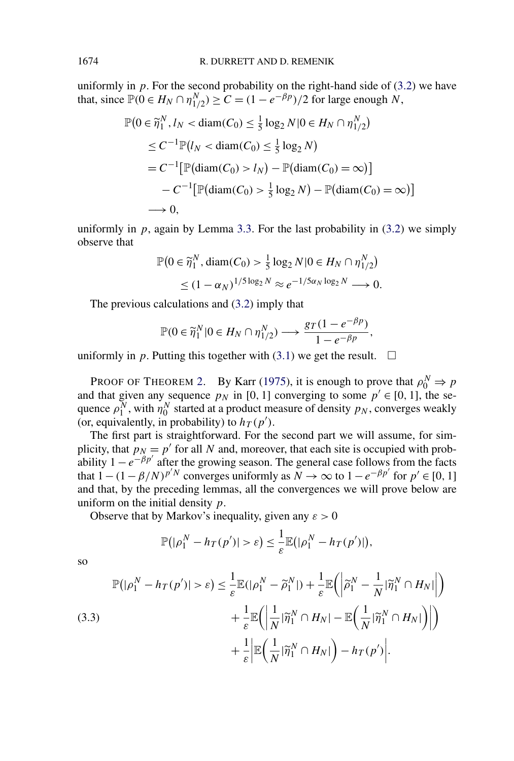uniformly in $p$. For the second probability on the right-hand side of (3.2) we have that, since $\mathbb{P}(0 \in H_N \cap \eta_{1/2}^N) \geq C = (1 - e^{-\beta p})/2$ for large enough $N$,

$$
\begin{aligned}
&\mathbb{P}\big(0 \in \widetilde{\eta}_1^N, l_N < \operatorname{diam}(C_0) \leq \tfrac{1}{5}\log_2 N \,|\, 0 \in H_N \cap \eta_{1/2}^N\big) \\
&\quad \leq C^{-1}\mathbb{P}\big(l_N < \operatorname{diam}(C_0) \leq \tfrac{1}{5}\log_2 N\big) \\
&\quad = C^{-1}\big[\mathbb{P}\big(\operatorname{diam}(C_0) > l_N\big) - \mathbb{P}\big(\operatorname{diam}(C_0) = \infty\big)\big] \\
&\qquad - C^{-1}\big[\mathbb{P}\big(\operatorname{diam}(C_0) > \tfrac{1}{5}\log_2 N\big) - \mathbb{P}\big(\operatorname{diam}(C_0) = \infty\big)\big] \\
&\quad \longrightarrow 0,
\end{aligned}
$$

uniformly in $p$, again by Lemma 3.3. For the last probability in (3.2) we simply observe that

$$
\begin{aligned}
&\mathbb{P}\big(0 \in \widetilde{\eta}_1^N, \operatorname{diam}(C_0) > \tfrac{1}{5}\log_2 N \,|\, 0 \in H_N \cap \eta_{1/2}^N\big) \\
&\quad \leq (1 - \alpha_N)^{1/5 \log_2 N} \approx e^{-1/5 \alpha_N \log_2 N} \longrightarrow 0.
\end{aligned}
$$

The previous calculations and (3.2) imply that

$$
\mathbb{P}(0 \in \widetilde{\eta}_1^N | 0 \in H_N \cap \eta_{1/2}^N) \longrightarrow \frac{g_T(1 - e^{-\beta p})}{1 - e^{-\beta p}},
$$

uniformly in $p$. Putting this together with (3.1) we get the result. $\square$

PROOF OF THEOREM 2. By Karr (1975), it is enough to prove that $\rho_0^N \Rightarrow p$ and that given any sequence $p_N$ in $[0, 1]$ converging to some $p' \in [0, 1]$, the sequence $\rho_1^N$, with $\eta_0^N$ started at a product measure of density $p_N$, converges weakly (or, equivalently, in probability) to $h_T(p')$.

The first part is straightforward. For the second part we will assume, for simplicity, that $p_N = p'$ for all $N$ and, moreover, that each site is occupied with probability $1 - e^{-\beta p'}$ after the growing season. The general case follows from the facts that $1 - (1 - \beta/N)^{p' N}$ converges uniformly as $N \to \infty$ to $1 - e^{-\beta p'}$ for $p' \in [0, 1]$ and that, by the preceding lemmas, all the convergences we will prove below are uniform on the initial density $p$.

Observe that by Markov's inequality, given any $\varepsilon > 0$

$$
\mathbb{P}\big(|\rho_1^N - h_T(p')| > \varepsilon\big) \leq \frac{1}{\varepsilon}\mathbb{E}\big(|\rho_1^N - h_T(p')|\big),
$$

so

$$
\begin{aligned}
\mathbb{P}\big(|\rho_1^N - h_T(p')| > \varepsilon\big) \leq{}& \frac{1}{\varepsilon}\mathbb{E}(|\rho_1^N - \widetilde{\rho}_1^N|) + \frac{1}{\varepsilon}\mathbb{E}\bigg(\bigg|\widetilde{\rho}_1^N - \frac{1}{N}|\widetilde{\eta}_1^N \cap H_N|\bigg|\bigg) \\
&+ \frac{1}{\varepsilon}\mathbb{E}\bigg(\bigg|\frac{1}{N}|\widetilde{\eta}_1^N \cap H_N| - \mathbb{E}\bigg(\frac{1}{N}|\widetilde{\eta}_1^N \cap H_N|\bigg)\bigg|\bigg) \qquad (3.3) \\
&+ \frac{1}{\varepsilon}\bigg|\mathbb{E}\bigg(\frac{1}{N}|\widetilde{\eta}_1^N \cap H_N|\bigg) - h_T(p')\bigg|.
\end{aligned}
$$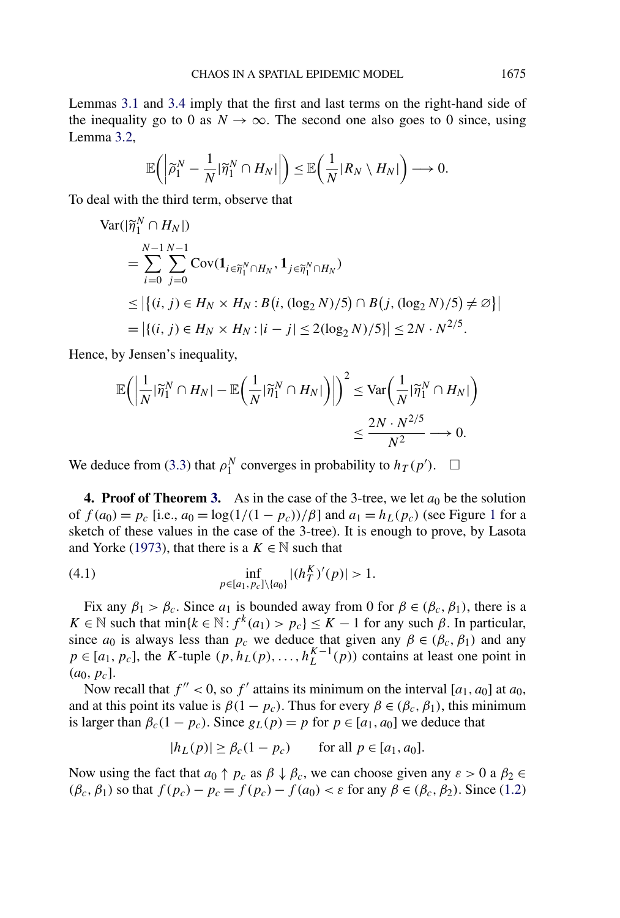Lemmas 3.1 and 3.4 imply that the first and last terms on the right-hand side of the inequality go to 0 as $N \to \infty$. The second one also goes to 0 since, using Lemma 3.2,

$$\mathbb{E}\left(\left|\widetilde{\rho}_1^N - \frac{1}{N}|\widetilde{\eta}_1^N \cap H_N|\right|\right) \leq \mathbb{E}\left(\frac{1}{N}|R_N \setminus H_N|\right) \longrightarrow 0.$$

To deal with the third term, observe that

$$\begin{aligned}
&\mathrm{Var}(|\widetilde{\eta}_1^N \cap H_N|) \\
&\quad = \sum_{i=0}^{N-1}\sum_{j=0}^{N-1} \mathrm{Cov}(\mathbf{1}_{i \in \widetilde{\eta}_1^N \cap H_N}, \mathbf{1}_{j \in \widetilde{\eta}_1^N \cap H_N}) \\
&\quad \leq \left|\left\{(i,j) \in H_N \times H_N : B\big(i, (\log_2 N)/5\big) \cap B\big(j, (\log_2 N)/5\big) \neq \varnothing\right\}\right| \\
&\quad = \left|\{(i,j) \in H_N \times H_N : |i-j| \leq 2(\log_2 N)/5\}\right| \leq 2N \cdot N^{2/5}.
\end{aligned}$$

Hence, by Jensen's inequality,

$$\begin{aligned}
\mathbb{E}\left(\left|\frac{1}{N}|\widetilde{\eta}_1^N \cap H_N| - \mathbb{E}\left(\frac{1}{N}|\widetilde{\eta}_1^N \cap H_N|\right)\right|\right)^2 &\leq \mathrm{Var}\left(\frac{1}{N}|\widetilde{\eta}_1^N \cap H_N|\right) \\
&\leq \frac{2N \cdot N^{2/5}}{N^2} \longrightarrow 0.
\end{aligned}$$

We deduce from (3.3) that $\rho_1^N$ converges in probability to $h_T(p')$. $\square$

**4. Proof of Theorem 3.** As in the case of the 3-tree, we let $a_0$ be the solution of $f(a_0) = p_c$ [i.e., $a_0 = \log(1/(1-p_c))/\beta$] and $a_1 = h_L(p_c)$ (see Figure 1 for a sketch of these values in the case of the 3-tree). It is enough to prove, by Lasota and Yorke (1973), that there is a $K \in \mathbb{N}$ such that

$$\inf_{p \in [a_1, p_c] \setminus \{a_0\}} |(h_T^K)'(p)| > 1. \tag{4.1}$$

Fix any $\beta_1 > \beta_c$. Since $a_1$ is bounded away from 0 for $\beta \in (\beta_c, \beta_1)$, there is a $K \in \mathbb{N}$ such that $\min\{k \in \mathbb{N} : f^k(a_1) > p_c\} \leq K - 1$ for any such $\beta$. In particular, since $a_0$ is always less than $p_c$ we deduce that given any $\beta \in (\beta_c, \beta_1)$ and any $p \in [a_1, p_c]$, the $K$-tuple $(p, h_L(p), \ldots, h_L^{K-1}(p))$ contains at least one point in $(a_0, p_c]$.

Now recall that $f'' < 0$, so $f'$ attains its minimum on the interval $[a_1, a_0]$ at $a_0$, and at this point its value is $\beta(1-p_c)$. Thus for every $\beta \in (\beta_c, \beta_1)$, this minimum is larger than $\beta_c(1-p_c)$. Since $g_L(p) = p$ for $p \in [a_1, a_0]$ we deduce that

$$|h_L(p)| \geq \beta_c(1-p_c) \qquad \text{for all } p \in [a_1, a_0].$$

Now using the fact that $a_0 \uparrow p_c$ as $\beta \downarrow \beta_c$, we can choose given any $\varepsilon > 0$ a $\beta_2 \in (\beta_c, \beta_1)$ so that $f(p_c) - p_c = f(p_c) - f(a_0) < \varepsilon$ for any $\beta \in (\beta_c, \beta_2)$. Since (1.2)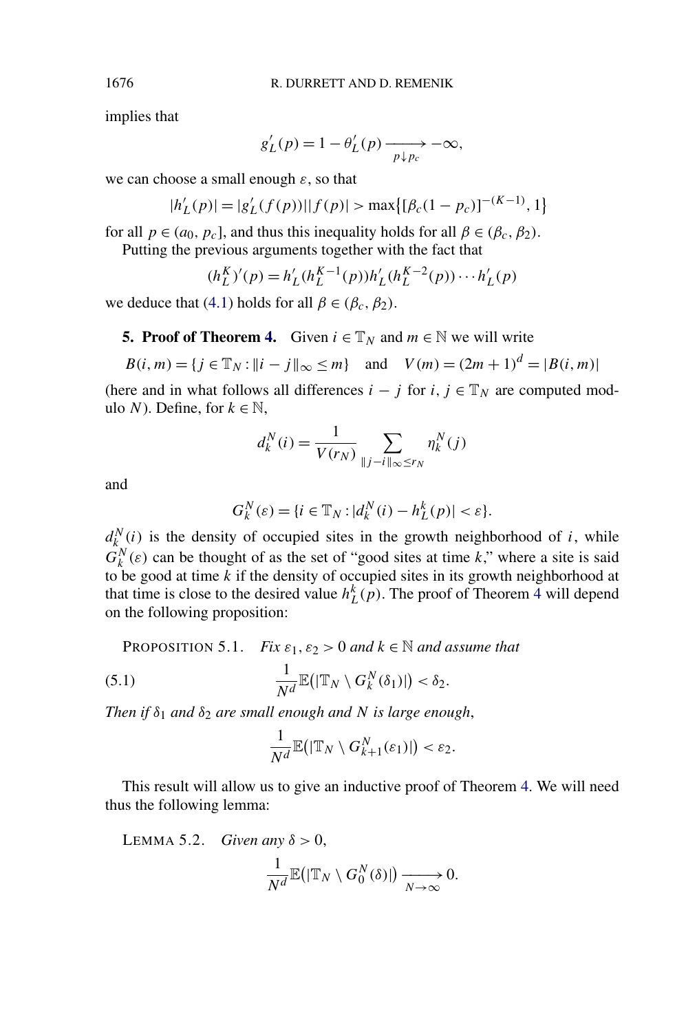implies that

$$g_L'(p) = 1 - \theta_L'(p) \xrightarrow[p \downarrow p_c]{} -\infty,$$

we can choose a small enough $\varepsilon$, so that

$$|h_L'(p)| = |g_L'(f(p))||f(p)| > \max\{[\beta_c(1-p_c)]^{-(K-1)}, 1\}$$

for all $p \in (a_0, p_c]$, and thus this inequality holds for all $\beta \in (\beta_c, \beta_2)$.

Putting the previous arguments together with the fact that

$$(h_L^K)'(p) = h_L'(h_L^{K-1}(p))h_L'(h_L^{K-2}(p)) \cdots h_L'(p)$$

we deduce that (4.1) holds for all $\beta \in (\beta_c, \beta_2)$.

## 5. Proof of Theorem 4.

Given $i \in \mathbb{T}_N$ and $m \in \mathbb{N}$ we will write

$$B(i, m) = \{j \in \mathbb{T}_N : \|i - j\|_\infty \le m\} \quad \text{and} \quad V(m) = (2m+1)^d = |B(i, m)|$$

(here and in what follows all differences $i - j$ for $i, j \in \mathbb{T}_N$ are computed modulo $N$). Define, for $k \in \mathbb{N}$,

$$d_k^N(i) = \frac{1}{V(r_N)} \sum_{\|j-i\|_\infty \le r_N} \eta_k^N(j)$$

and

$$G_k^N(\varepsilon) = \{i \in \mathbb{T}_N : |d_k^N(i) - h_L^k(p)| < \varepsilon\}.$$

$d_k^N(i)$ is the density of occupied sites in the growth neighborhood of $i$, while $G_k^N(\varepsilon)$ can be thought of as the set of "good sites at time $k$," where a site is said to be good at time $k$ if the density of occupied sites in its growth neighborhood at that time is close to the desired value $h_L^k(p)$. The proof of Theorem 4 will depend on the following proposition:

PROPOSITION 5.1. *Fix $\varepsilon_1, \varepsilon_2 > 0$ and $k \in \mathbb{N}$ and assume that*

$$\frac{1}{N^d}\mathbb{E}(|\mathbb{T}_N \setminus G_k^N(\delta_1)|) < \delta_2. \tag{5.1}$$

*Then if $\delta_1$ and $\delta_2$ are small enough and $N$ is large enough,*

$$\frac{1}{N^d}\mathbb{E}(|\mathbb{T}_N \setminus G_{k+1}^N(\varepsilon_1)|) < \varepsilon_2.$$

This result will allow us to give an inductive proof of Theorem 4. We will need thus the following lemma:

LEMMA 5.2. *Given any $\delta > 0$,*

$$\frac{1}{N^d}\mathbb{E}(|\mathbb{T}_N \setminus G_0^N(\delta)|) \xrightarrow[N \to \infty]{} 0.$$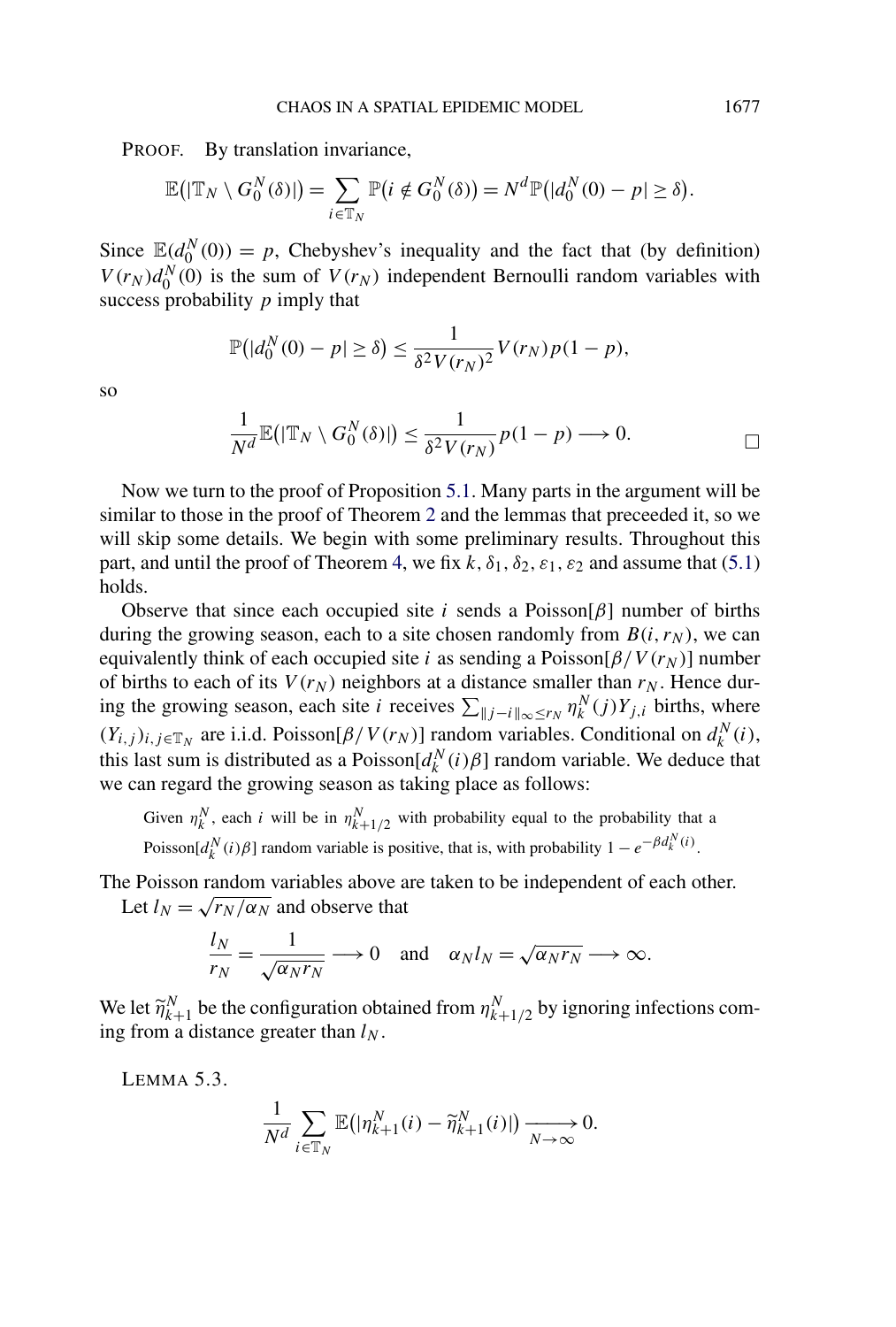PROOF. By translation invariance,

$$\mathbb{E}\big(|\mathbb{T}_N \setminus G_0^N(\delta)|\big) = \sum_{i \in \mathbb{T}_N} \mathbb{P}\big(i \notin G_0^N(\delta)\big) = N^d \mathbb{P}\big(|d_0^N(0) - p| \geq \delta\big).$$

Since $\mathbb{E}(d_0^N(0)) = p$, Chebyshev's inequality and the fact that (by definition) $V(r_N) d_0^N(0)$ is the sum of $V(r_N)$ independent Bernoulli random variables with success probability $p$ imply that

$$\mathbb{P}\big(|d_0^N(0) - p| \geq \delta\big) \leq \frac{1}{\delta^2 V(r_N)^2} V(r_N) p(1-p),$$

so

$$\frac{1}{N^d} \mathbb{E}\big(|\mathbb{T}_N \setminus G_0^N(\delta)|\big) \leq \frac{1}{\delta^2 V(r_N)} p(1-p) \longrightarrow 0. \qquad \square$$

Now we turn to the proof of Proposition 5.1. Many parts in the argument will be similar to those in the proof of Theorem 2 and the lemmas that preceeded it, so we will skip some details. We begin with some preliminary results. Throughout this part, and until the proof of Theorem 4, we fix $k, \delta_1, \delta_2, \varepsilon_1, \varepsilon_2$ and assume that (5.1) holds.

Observe that since each occupied site $i$ sends a Poisson$[\beta]$ number of births during the growing season, each to a site chosen randomly from $B(i, r_N)$, we can equivalently think of each occupied site $i$ as sending a Poisson$[\beta / V(r_N)]$ number of births to each of its $V(r_N)$ neighbors at a distance smaller than $r_N$. Hence during the growing season, each site $i$ receives $\sum_{\|j-i\|_\infty \leq r_N} \eta_k^N(j) Y_{j,i}$ births, where $(Y_{i,j})_{i,j \in \mathbb{T}_N}$ are i.i.d. Poisson$[\beta / V(r_N)]$ random variables. Conditional on $d_k^N(i)$, this last sum is distributed as a Poisson$[d_k^N(i)\beta]$ random variable. We deduce that we can regard the growing season as taking place as follows:

> Given $\eta_k^N$, each $i$ will be in $\eta_{k+1/2}^N$ with probability equal to the probability that a Poisson$[d_k^N(i)\beta]$ random variable is positive, that is, with probability $1 - e^{-\beta d_k^N(i)}$.

The Poisson random variables above are taken to be independent of each other.

Let $l_N = \sqrt{r_N / \alpha_N}$ and observe that

$$\frac{l_N}{r_N} = \frac{1}{\sqrt{\alpha_N r_N}} \longrightarrow 0 \quad \text{and} \quad \alpha_N l_N = \sqrt{\alpha_N r_N} \longrightarrow \infty.$$

We let $\widetilde{\eta}_{k+1}^N$ be the configuration obtained from $\eta_{k+1/2}^N$ by ignoring infections coming from a distance greater than $l_N$.

LEMMA 5.3.

$$\frac{1}{N^d} \sum_{i \in \mathbb{T}_N} \mathbb{E}\big(|\eta_{k+1}^N(i) - \widetilde{\eta}_{k+1}^N(i)|\big) \xrightarrow[N \to \infty]{} 0.$$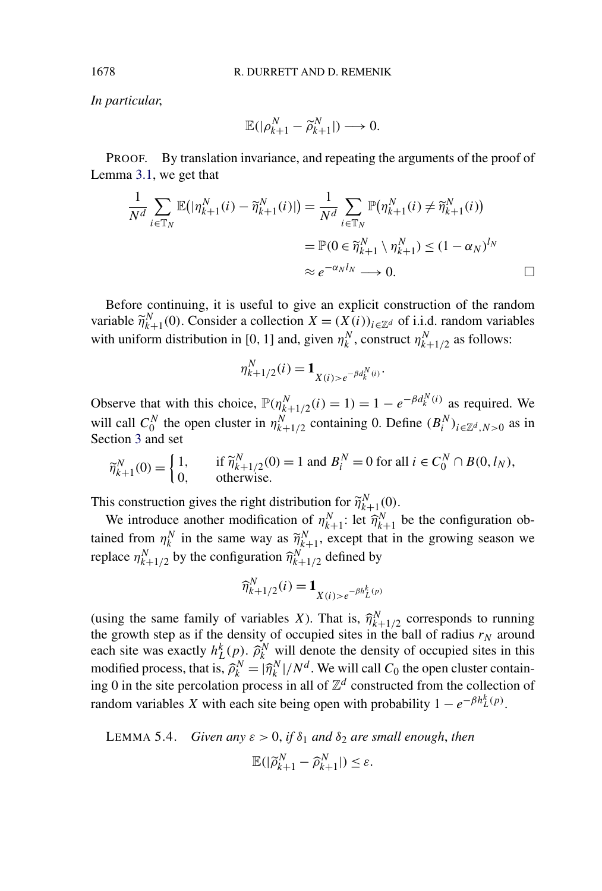*In particular,*

$$\mathbb{E}(|\rho_{k+1}^N - \widetilde{\rho}_{k+1}^N|) \longrightarrow 0.$$

PROOF. By translation invariance, and repeating the arguments of the proof of Lemma 3.1, we get that

$$\begin{aligned}
\frac{1}{N^d} \sum_{i \in \mathbb{T}_N} \mathbb{E}(|\eta_{k+1}^N(i) - \widetilde{\eta}_{k+1}^N(i)|) &= \frac{1}{N^d} \sum_{i \in \mathbb{T}_N} \mathbb{P}(\eta_{k+1}^N(i) \neq \widetilde{\eta}_{k+1}^N(i)) \\
&= \mathbb{P}(0 \in \widetilde{\eta}_{k+1}^N \setminus \eta_{k+1}^N) \leq (1 - \alpha_N)^{l_N} \\
&\approx e^{-\alpha_N l_N} \longrightarrow 0. \qquad \square
\end{aligned}$$

Before continuing, it is useful to give an explicit construction of the random variable $\widetilde{\eta}_{k+1}^N(0)$. Consider a collection $X = (X(i))_{i \in \mathbb{Z}^d}$ of i.i.d. random variables with uniform distribution in [0, 1] and, given $\eta_k^N$, construct $\eta_{k+1/2}^N$ as follows:

$$\eta_{k+1/2}^N(i) = \mathbf{1}_{X(i) > e^{-\beta d_k^N(i)}}.$$

Observe that with this choice, $\mathbb{P}(\eta_{k+1/2}^N(i) = 1) = 1 - e^{-\beta d_k^N(i)}$ as required. We will call $C_0^N$ the open cluster in $\eta_{k+1/2}^N$ containing 0. Define $(B_i^N)_{i \in \mathbb{Z}^d, N > 0}$ as in Section 3 and set

$$\widetilde{\eta}_{k+1}^N(0) = \begin{cases} 1, & \text{if } \widetilde{\eta}_{k+1/2}^N(0) = 1 \text{ and } B_i^N = 0 \text{ for all } i \in C_0^N \cap B(0, l_N), \\ 0, & \text{otherwise.} \end{cases}$$

This construction gives the right distribution for $\widetilde{\eta}_{k+1}^N(0)$.

We introduce another modification of $\eta_{k+1}^N$: let $\widehat{\eta}_{k+1}^N$ be the configuration obtained from $\eta_k^N$ in the same way as $\widetilde{\eta}_{k+1}^N$, except that in the growing season we replace $\eta_{k+1/2}^N$ by the configuration $\widehat{\eta}_{k+1/2}^N$ defined by

$$\widehat{\eta}_{k+1/2}^N(i) = \mathbf{1}_{X(i) > e^{-\beta h_L^k(p)}}$$

(using the same family of variables $X$). That is, $\widehat{\eta}_{k+1/2}^N$ corresponds to running the growth step as if the density of occupied sites in the ball of radius $r_N$ around each site was exactly $h_L^k(p)$. $\widehat{\rho}_k^N$ will denote the density of occupied sites in this modified process, that is, $\widehat{\rho}_k^N = |\widehat{\eta}_k^N|/N^d$. We will call $C_0$ the open cluster containing 0 in the site percolation process in all of $\mathbb{Z}^d$ constructed from the collection of random variables $X$ with each site being open with probability $1 - e^{-\beta h_L^k(p)}$.

LEMMA 5.4. *Given any $\varepsilon > 0$, if $\delta_1$ and $\delta_2$ are small enough, then*

$$\mathbb{E}(|\widetilde{\rho}_{k+1}^N - \widehat{\rho}_{k+1}^N|) \leq \varepsilon.$$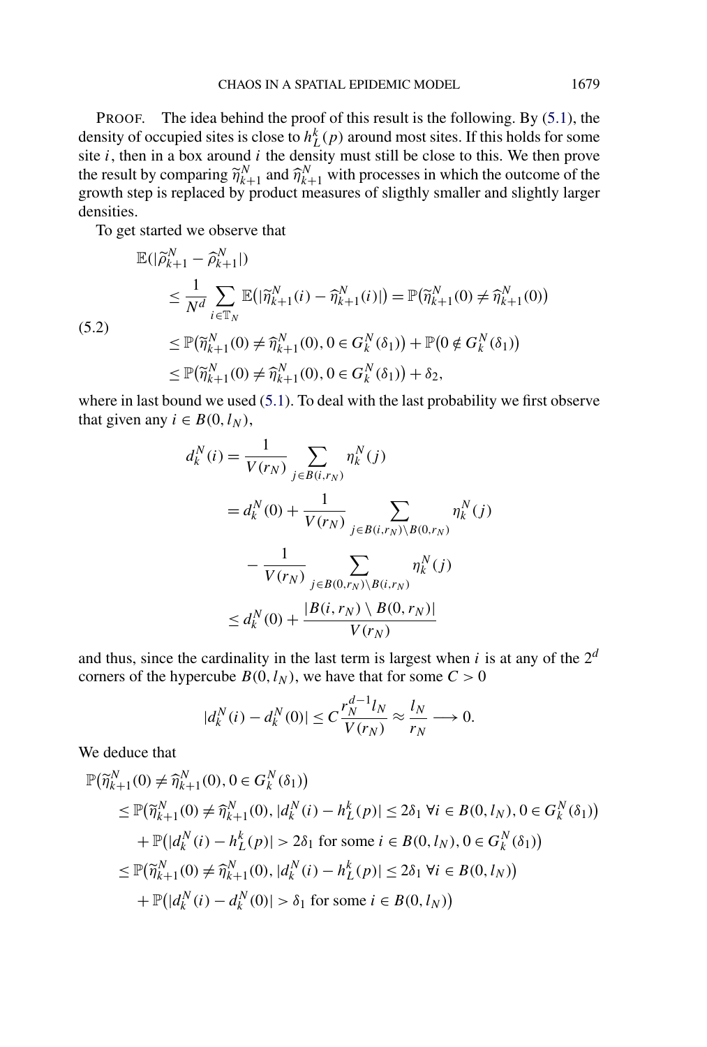PROOF. The idea behind the proof of this result is the following. By (5.1), the density of occupied sites is close to $h_L^k(p)$ around most sites. If this holds for some site $i$, then in a box around $i$ the density must still be close to this. We then prove the result by comparing $\widetilde{\eta}_{k+1}^N$ and $\widehat{\eta}_{k+1}^N$ with processes in which the outcome of the growth step is replaced by product measures of sligthly smaller and slightly larger densities.

To get started we observe that

$$
\begin{aligned}
\mathbb{E}(|\widetilde{\rho}_{k+1}^N - \widehat{\rho}_{k+1}^N|) &\\
&\leq \frac{1}{N^d} \sum_{i \in \mathbb{T}_N} \mathbb{E}\big(|\widetilde{\eta}_{k+1}^N(i) - \widehat{\eta}_{k+1}^N(i)|\big) = \mathbb{P}\big(\widetilde{\eta}_{k+1}^N(0) \neq \widehat{\eta}_{k+1}^N(0)\big) \\
&\leq \mathbb{P}\big(\widetilde{\eta}_{k+1}^N(0) \neq \widehat{\eta}_{k+1}^N(0), 0 \in G_k^N(\delta_1)\big) + \mathbb{P}\big(0 \notin G_k^N(\delta_1)\big) \\
&\leq \mathbb{P}\big(\widetilde{\eta}_{k+1}^N(0) \neq \widehat{\eta}_{k+1}^N(0), 0 \in G_k^N(\delta_1)\big) + \delta_2,
\end{aligned}
\tag{5.2}
$$

where in last bound we used (5.1). To deal with the last probability we first observe that given any $i \in B(0, l_N)$,

$$
\begin{aligned}
d_k^N(i) &= \frac{1}{V(r_N)} \sum_{j \in B(i, r_N)} \eta_k^N(j) \\
&= d_k^N(0) + \frac{1}{V(r_N)} \sum_{j \in B(i, r_N) \setminus B(0, r_N)} \eta_k^N(j) \\
&\quad - \frac{1}{V(r_N)} \sum_{j \in B(0, r_N) \setminus B(i, r_N)} \eta_k^N(j) \\
&\leq d_k^N(0) + \frac{|B(i, r_N) \setminus B(0, r_N)|}{V(r_N)}
\end{aligned}
$$

and thus, since the cardinality in the last term is largest when $i$ is at any of the $2^d$ corners of the hypercube $B(0, l_N)$, we have that for some $C > 0$

$$
|d_k^N(i) - d_k^N(0)| \leq C \frac{r_N^{d-1} l_N}{V(r_N)} \approx \frac{l_N}{r_N} \longrightarrow 0.
$$

We deduce that

$$
\begin{aligned}
&\mathbb{P}\big(\widetilde{\eta}_{k+1}^N(0) \neq \widehat{\eta}_{k+1}^N(0), 0 \in G_k^N(\delta_1)\big) \\
&\quad \leq \mathbb{P}\big(\widetilde{\eta}_{k+1}^N(0) \neq \widehat{\eta}_{k+1}^N(0), |d_k^N(i) - h_L^k(p)| \leq 2\delta_1 \ \forall i \in B(0, l_N), 0 \in G_k^N(\delta_1)\big) \\
&\qquad + \mathbb{P}\big(|d_k^N(i) - h_L^k(p)| > 2\delta_1 \text{ for some } i \in B(0, l_N), 0 \in G_k^N(\delta_1)\big) \\
&\quad \leq \mathbb{P}\big(\widetilde{\eta}_{k+1}^N(0) \neq \widehat{\eta}_{k+1}^N(0), |d_k^N(i) - h_L^k(p)| \leq 2\delta_1 \ \forall i \in B(0, l_N)\big) \\
&\qquad + \mathbb{P}\big(|d_k^N(i) - d_k^N(0)| > \delta_1 \text{ for some } i \in B(0, l_N)\big)
\end{aligned}
$$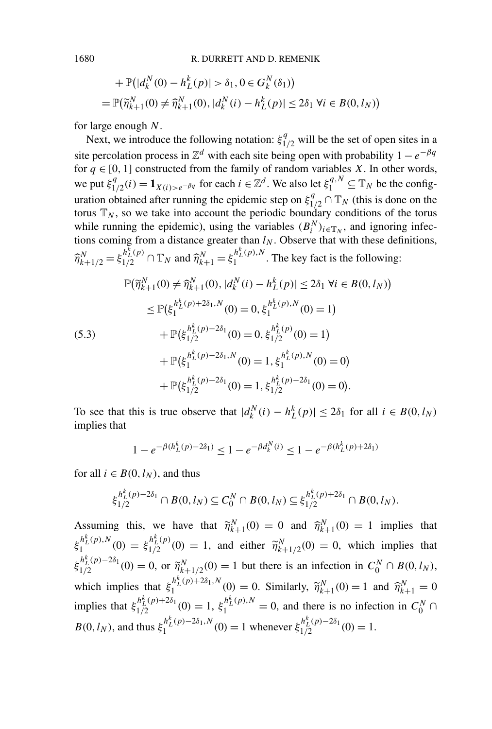$$
\begin{aligned}
&+\mathbb{P}\big(|d_k^N(0)-h_L^k(p)|>\delta_1, 0\in G_k^N(\delta_1)\big)\\
&=\mathbb{P}\big(\widetilde{\eta}_{k+1}^N(0)\neq\widehat{\eta}_{k+1}^N(0), |d_k^N(i)-h_L^k(p)|\leq 2\delta_1\ \forall i\in B(0,l_N)\big)
\end{aligned}
$$

for large enough $N$.

Next, we introduce the following notation: $\xi_{1/2}^q$ will be the set of open sites in a site percolation process in $\mathbb{Z}^d$ with each site being open with probability $1-e^{-\beta q}$ for $q\in[0,1]$ constructed from the family of random variables $X$. In other words, we put $\xi_{1/2}^q(i)=\mathbf{1}_{X(i)>e^{-\beta q}}$ for each $i\in\mathbb{Z}^d$. We also let $\xi_1^{q,N}\subseteq\mathbb{T}_N$ be the configuration obtained after running the epidemic step on $\xi_{1/2}^q\cap\mathbb{T}_N$ (this is done on the torus $\mathbb{T}_N$, so we take into account the periodic boundary conditions of the torus while running the epidemic), using the variables $(B_i^N)_{i\in\mathbb{T}_N}$, and ignoring infections coming from a distance greater than $l_N$. Observe that with these definitions, $\widehat{\eta}_{k+1/2}^N=\xi_{1/2}^{h_L^k(p)}\cap\mathbb{T}_N$ and $\widehat{\eta}_{k+1}^N=\xi_1^{h_L^k(p),N}$. The key fact is the following:

$$
\begin{aligned}
&\mathbb{P}\big(\widetilde{\eta}_{k+1}^N(0)\neq\widehat{\eta}_{k+1}^N(0), |d_k^N(i)-h_L^k(p)|\leq 2\delta_1\ \forall i\in B(0,l_N)\big)\\
&\qquad\leq\mathbb{P}\big(\xi_1^{h_L^k(p)+2\delta_1,N}(0)=0, \xi_1^{h_L^k(p),N}(0)=1\big)\\
&\qquad\quad+\mathbb{P}\big(\xi_{1/2}^{h_L^k(p)-2\delta_1}(0)=0, \xi_{1/2}^{h_L^k(p)}(0)=1\big)\\
&\qquad\quad+\mathbb{P}\big(\xi_1^{h_L^k(p)-2\delta_1,N}(0)=1, \xi_1^{h_L^k(p),N}(0)=0\big)\\
&\qquad\quad+\mathbb{P}\big(\xi_{1/2}^{h_L^k(p)+2\delta_1}(0)=1, \xi_{1/2}^{h_L^k(p)-2\delta_1}(0)=0\big).
\end{aligned}\tag{5.3}
$$

To see that this is true observe that $|d_k^N(i)-h_L^k(p)|\leq 2\delta_1$ for all $i\in B(0,l_N)$ implies that

$$
1-e^{-\beta(h_L^k(p)-2\delta_1)}\leq 1-e^{-\beta d_k^N(i)}\leq 1-e^{-\beta(h_L^k(p)+2\delta_1)}
$$

for all $i\in B(0,l_N)$, and thus

$$
\xi_{1/2}^{h_L^k(p)-2\delta_1}\cap B(0,l_N)\subseteq C_0^N\cap B(0,l_N)\subseteq\xi_{1/2}^{h_L^k(p)+2\delta_1}\cap B(0,l_N).
$$

Assuming this, we have that $\widetilde{\eta}_{k+1}^N(0)=0$ and $\widehat{\eta}_{k+1}^N(0)=1$ implies that $\xi_1^{h_L^k(p),N}(0)=\xi_{1/2}^{h_L^k(p)}(0)=1$, and either $\widetilde{\eta}_{k+1/2}^N(0)=0$, which implies that $\xi_{1/2}^{h_L^k(p)-2\delta_1}(0)=0$, or $\widetilde{\eta}_{k+1/2}^N(0)=1$ but there is an infection in $C_0^N\cap B(0,l_N)$, which implies that $\xi_1^{h_L^k(p)+2\delta_1,N}(0)=0$. Similarly, $\widetilde{\eta}_{k+1}^N(0)=1$ and $\widehat{\eta}_{k+1}^N=0$ implies that $\xi_{1/2}^{h_L^k(p)+2\delta_1}(0)=1$, $\xi_1^{h_L^k(p),N}=0$, and there is no infection in $C_0^N\cap B(0,l_N)$, and thus $\xi_1^{h_L^k(p)-2\delta_1,N}(0)=1$ whenever $\xi_{1/2}^{h_L^k(p)-2\delta_1}(0)=1$.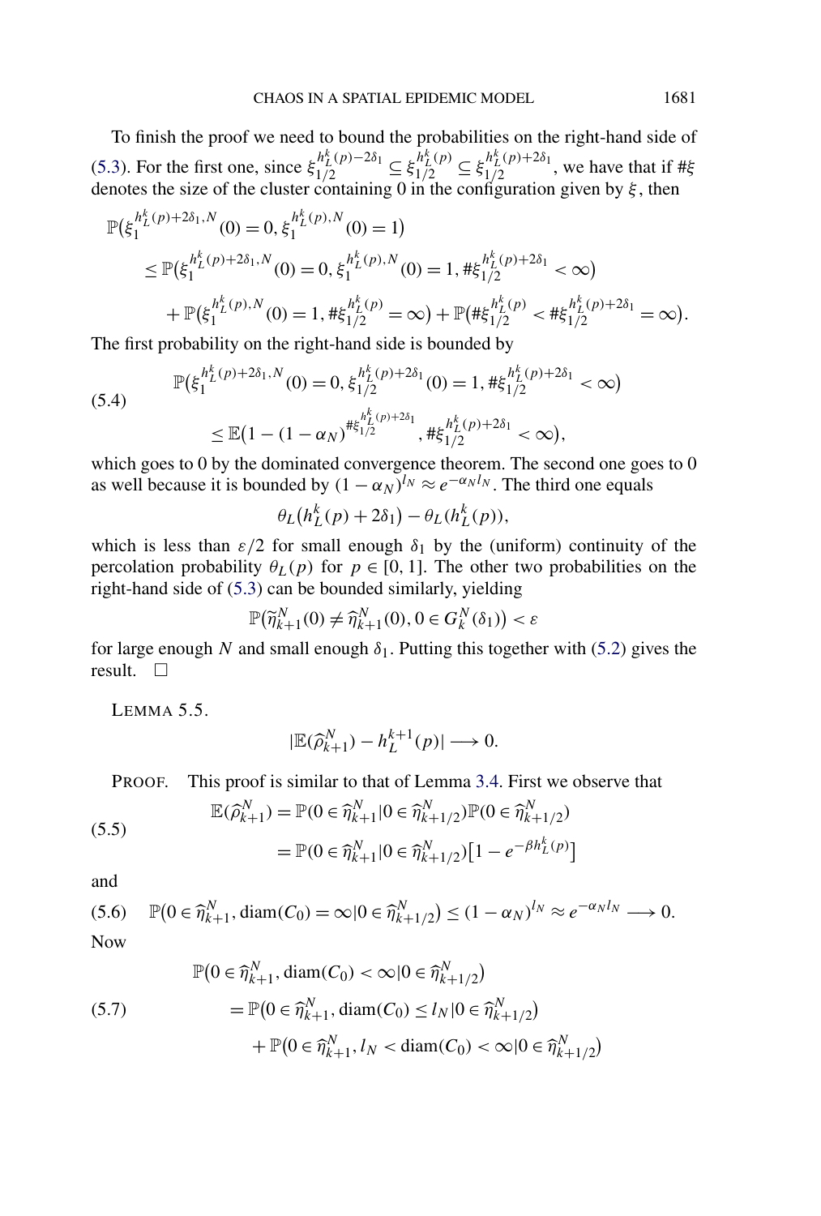To finish the proof we need to bound the probabilities on the right-hand side of (5.3). For the first one, since $\xi_{1/2}^{h_L^k(p)-2\delta_1} \subseteq \xi_{1/2}^{h_L^k(p)} \subseteq \xi_{1/2}^{h_L^k(p)+2\delta_1}$, we have that if $\#\xi$ denotes the size of the cluster containing 0 in the configuration given by $\xi$, then

$$
\begin{aligned}
&\mathbb{P}\big(\xi_1^{h_L^k(p)+2\delta_1,N}(0) = 0, \xi_1^{h_L^k(p),N}(0) = 1\big) \\
&\quad \le \mathbb{P}\big(\xi_1^{h_L^k(p)+2\delta_1,N}(0) = 0, \xi_1^{h_L^k(p),N}(0) = 1, \#\xi_{1/2}^{h_L^k(p)+2\delta_1} < \infty\big) \\
&\qquad + \mathbb{P}\big(\xi_1^{h_L^k(p),N}(0) = 1, \#\xi_{1/2}^{h_L^k(p)} = \infty\big) + \mathbb{P}\big(\#\xi_{1/2}^{h_L^k(p)} < \#\xi_{1/2}^{h_L^k(p)+2\delta_1} = \infty\big).
\end{aligned}
$$

The first probability on the right-hand side is bounded by

$$
\begin{aligned}
&\mathbb{P}\big(\xi_1^{h_L^k(p)+2\delta_1,N}(0) = 0, \xi_{1/2}^{h_L^k(p)+2\delta_1}(0) = 1, \#\xi_{1/2}^{h_L^k(p)+2\delta_1} < \infty\big) \\
&\quad \le \mathbb{E}\big(1 - (1-\alpha_N)^{\#\xi_{1/2}^{h_L^k(p)+2\delta_1}}, \#\xi_{1/2}^{h_L^k(p)+2\delta_1} < \infty\big),
\end{aligned} \tag{5.4}
$$

which goes to 0 by the dominated convergence theorem. The second one goes to 0 as well because it is bounded by $(1-\alpha_N)^{l_N} \approx e^{-\alpha_N l_N}$. The third one equals

$$
\theta_L\big(h_L^k(p) + 2\delta_1\big) - \theta_L(h_L^k(p)),
$$

which is less than $\varepsilon/2$ for small enough $\delta_1$ by the (uniform) continuity of the percolation probability $\theta_L(p)$ for $p \in [0,1]$. The other two probabilities on the right-hand side of (5.3) can be bounded similarly, yielding

$$
\mathbb{P}\big(\widetilde{\eta}_{k+1}^N(0) \ne \widehat{\eta}_{k+1}^N(0), 0 \in G_k^N(\delta_1)\big) < \varepsilon
$$

for large enough $N$ and small enough $\delta_1$. Putting this together with (5.2) gives the result. $\square$

LEMMA 5.5.

$$
|\mathbb{E}(\widehat{\rho}_{k+1}^N) - h_L^{k+1}(p)| \longrightarrow 0.
$$

PROOF. This proof is similar to that of Lemma 3.4. First we observe that

$$
\begin{aligned}
\mathbb{E}(\widehat{\rho}_{k+1}^N) &= \mathbb{P}(0 \in \widehat{\eta}_{k+1}^N | 0 \in \widehat{\eta}_{k+1/2}^N)\mathbb{P}(0 \in \widehat{\eta}_{k+1/2}^N) \\
&= \mathbb{P}(0 \in \widehat{\eta}_{k+1}^N | 0 \in \widehat{\eta}_{k+1/2}^N)\big[1 - e^{-\beta h_L^k(p)}\big]
\end{aligned} \tag{5.5}
$$

and

$$
\mathbb{P}\big(0 \in \widehat{\eta}_{k+1}^N, \operatorname{diam}(C_0) = \infty | 0 \in \widehat{\eta}_{k+1/2}^N\big) \le (1-\alpha_N)^{l_N} \approx e^{-\alpha_N l_N} \longrightarrow 0. \tag{5.6}
$$

Now

$$
\begin{aligned}
&\mathbb{P}\big(0 \in \widehat{\eta}_{k+1}^N, \operatorname{diam}(C_0) < \infty | 0 \in \widehat{\eta}_{k+1/2}^N\big) \\
&\quad = \mathbb{P}\big(0 \in \widehat{\eta}_{k+1}^N, \operatorname{diam}(C_0) \le l_N | 0 \in \widehat{\eta}_{k+1/2}^N\big) \\
&\qquad + \mathbb{P}\big(0 \in \widehat{\eta}_{k+1}^N, l_N < \operatorname{diam}(C_0) < \infty | 0 \in \widehat{\eta}_{k+1/2}^N\big)
\end{aligned} \tag{5.7}
$$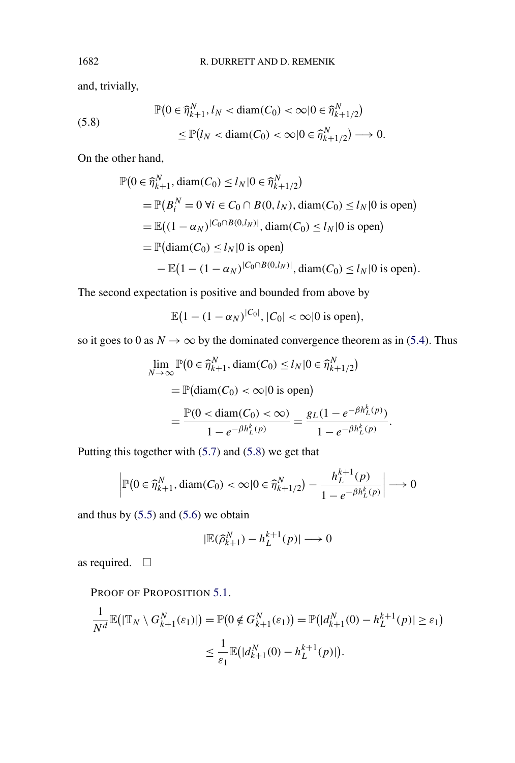and, trivially,

$$
\begin{aligned}
&\mathbb{P}(0 \in \widehat{\eta}_{k+1}^N, l_N < \operatorname{diam}(C_0) < \infty | 0 \in \widehat{\eta}_{k+1/2}^N) \\
&\qquad \le \mathbb{P}(l_N < \operatorname{diam}(C_0) < \infty | 0 \in \widehat{\eta}_{k+1/2}^N) \longrightarrow 0.
\end{aligned} \tag{5.8}
$$

On the other hand,

$$
\begin{aligned}
&\mathbb{P}(0 \in \widehat{\eta}_{k+1}^N, \operatorname{diam}(C_0) \le l_N | 0 \in \widehat{\eta}_{k+1/2}^N) \\
&\quad = \mathbb{P}(B_i^N = 0 \ \forall i \in C_0 \cap B(0, l_N), \operatorname{diam}(C_0) \le l_N | 0 \text{ is open}) \\
&\quad = \mathbb{E}((1-\alpha_N)^{|C_0 \cap B(0,l_N)|}, \operatorname{diam}(C_0) \le l_N | 0 \text{ is open}) \\
&\quad = \mathbb{P}(\operatorname{diam}(C_0) \le l_N | 0 \text{ is open}) \\
&\qquad - \mathbb{E}(1 - (1-\alpha_N)^{|C_0 \cap B(0,l_N)|}, \operatorname{diam}(C_0) \le l_N | 0 \text{ is open}).
\end{aligned}
$$

The second expectation is positive and bounded from above by

$$
\mathbb{E}(1 - (1-\alpha_N)^{|C_0|}, |C_0| < \infty | 0 \text{ is open}),
$$

so it goes to 0 as $N \to \infty$ by the dominated convergence theorem as in (5.4). Thus

$$
\begin{aligned}
&\lim_{N \to \infty} \mathbb{P}(0 \in \widehat{\eta}_{k+1}^N, \operatorname{diam}(C_0) \le l_N | 0 \in \widehat{\eta}_{k+1/2}^N) \\
&\quad = \mathbb{P}(\operatorname{diam}(C_0) < \infty | 0 \text{ is open}) \\
&\quad = \frac{\mathbb{P}(0 < \operatorname{diam}(C_0) < \infty)}{1 - e^{-\beta h_L^k(p)}} = \frac{g_L(1 - e^{-\beta h_L^k(p)})}{1 - e^{-\beta h_L^k(p)}}.
\end{aligned}
$$

Putting this together with (5.7) and (5.8) we get that

$$
\left| \mathbb{P}(0 \in \widehat{\eta}_{k+1}^N, \operatorname{diam}(C_0) < \infty | 0 \in \widehat{\eta}_{k+1/2}^N) - \frac{h_L^{k+1}(p)}{1 - e^{-\beta h_L^k(p)}} \right| \longrightarrow 0
$$

and thus by (5.5) and (5.6) we obtain

$$
|\mathbb{E}(\widehat{\rho}_{k+1}^N) - h_L^{k+1}(p)| \longrightarrow 0
$$

as required. $\square$

PROOF OF PROPOSITION 5.1.

$$
\begin{aligned}
\frac{1}{N^d} \mathbb{E}(|\mathbb{T}_N \setminus G_{k+1}^N(\varepsilon_1)|) &= \mathbb{P}(0 \notin G_{k+1}^N(\varepsilon_1)) = \mathbb{P}(|d_{k+1}^N(0) - h_L^{k+1}(p)| \ge \varepsilon_1) \\
&\le \frac{1}{\varepsilon_1} \mathbb{E}(|d_{k+1}^N(0) - h_L^{k+1}(p)|).
\end{aligned}
$$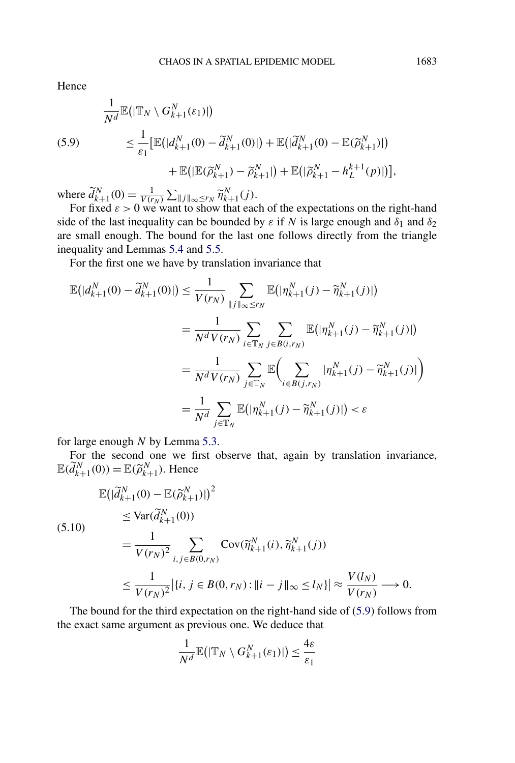Hence

$$
\begin{aligned}
&\frac{1}{N^d}\mathbb{E}\big(|\mathbb{T}_N \setminus G_{k+1}^N(\varepsilon_1)|\big) \\
&\qquad \le \frac{1}{\varepsilon_1}\big[\mathbb{E}\big(|d_{k+1}^N(0) - \widetilde{d}_{k+1}^N(0)|\big) + \mathbb{E}\big(|\widetilde{d}_{k+1}^N(0) - \mathbb{E}(\widetilde{\rho}_{k+1}^N)|\big) \\
&\qquad\qquad + \mathbb{E}\big(|\mathbb{E}(\widetilde{\rho}_{k+1}^N) - \widetilde{\rho}_{k+1}^N|\big) + \mathbb{E}\big(|\widetilde{\rho}_{k+1}^N - h_L^{k+1}(p)|\big)\big],
\end{aligned}
\tag{5.9}
$$

where $\widetilde{d}_{k+1}^N(0) = \frac{1}{V(r_N)}\sum_{\|j\|_\infty \le r_N} \widetilde{\eta}_{k+1}^N(j)$.

For fixed $\varepsilon > 0$ we want to show that each of the expectations on the right-hand side of the last inequality can be bounded by $\varepsilon$ if $N$ is large enough and $\delta_1$ and $\delta_2$ are small enough. The bound for the last one follows directly from the triangle inequality and Lemmas 5.4 and 5.5.

For the first one we have by translation invariance that

$$
\begin{aligned}
\mathbb{E}\big(|d_{k+1}^N(0) - \widetilde{d}_{k+1}^N(0)|\big) &\le \frac{1}{V(r_N)} \sum_{\|j\|_\infty \le r_N} \mathbb{E}\big(|\eta_{k+1}^N(j) - \widetilde{\eta}_{k+1}^N(j)|\big) \\
&= \frac{1}{N^d V(r_N)} \sum_{i \in \mathbb{T}_N} \sum_{j \in B(i, r_N)} \mathbb{E}\big(|\eta_{k+1}^N(j) - \widetilde{\eta}_{k+1}^N(j)|\big) \\
&= \frac{1}{N^d V(r_N)} \sum_{j \in \mathbb{T}_N} \mathbb{E}\Big(\sum_{i \in B(j, r_N)} |\eta_{k+1}^N(j) - \widetilde{\eta}_{k+1}^N(j)|\Big) \\
&= \frac{1}{N^d} \sum_{j \in \mathbb{T}_N} \mathbb{E}\big(|\eta_{k+1}^N(j) - \widetilde{\eta}_{k+1}^N(j)|\big) < \varepsilon
\end{aligned}
$$

for large enough $N$ by Lemma 5.3.

For the second one we first observe that, again by translation invariance, $\mathbb{E}(\widetilde{d}_{k+1}^N(0)) = \mathbb{E}(\widetilde{\rho}_{k+1}^N)$. Hence

$$
\begin{aligned}
&\mathbb{E}\big(|\widetilde{d}_{k+1}^N(0) - \mathbb{E}(\widetilde{\rho}_{k+1}^N)|\big)^2 \\
&\qquad \le \operatorname{Var}(\widetilde{d}_{k+1}^N(0)) \\
&\qquad = \frac{1}{V(r_N)^2} \sum_{i,j \in B(0, r_N)} \operatorname{Cov}(\widetilde{\eta}_{k+1}^N(i), \widetilde{\eta}_{k+1}^N(j)) \\
&\qquad \le \frac{1}{V(r_N)^2} \big|\{i, j \in B(0, r_N) : \|i - j\|_\infty \le l_N\}\big| \approx \frac{V(l_N)}{V(r_N)} \longrightarrow 0.
\end{aligned}
\tag{5.10}
$$

The bound for the third expectation on the right-hand side of (5.9) follows from the exact same argument as previous one. We deduce that

$$
\frac{1}{N^d}\mathbb{E}\big(|\mathbb{T}_N \setminus G_{k+1}^N(\varepsilon_1)|\big) \le \frac{4\varepsilon}{\varepsilon_1}
$$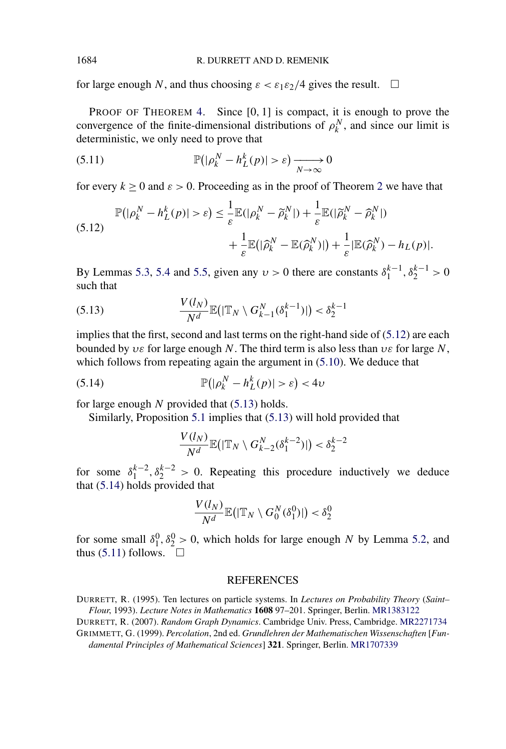for large enough $N$, and thus choosing $\varepsilon < \varepsilon_1\varepsilon_2/4$ gives the result. $\square$

PROOF OF THEOREM 4. Since $[0, 1]$ is compact, it is enough to prove the convergence of the finite-dimensional distributions of $\rho_k^N$, and since our limit is deterministic, we only need to prove that

$$\mathbb{P}(|\rho_k^N - h_L^k(p)| > \varepsilon) \xrightarrow[N\to\infty]{} 0 \tag{5.11}$$

for every $k \geq 0$ and $\varepsilon > 0$. Proceeding as in the proof of Theorem 2 we have that

$$\begin{aligned}\mathbb{P}(|\rho_k^N - h_L^k(p)| > \varepsilon) &\leq \frac{1}{\varepsilon}\mathbb{E}(|\rho_k^N - \widetilde{\rho}_k^N|) + \frac{1}{\varepsilon}\mathbb{E}(|\widetilde{\rho}_k^N - \widehat{\rho}_k^N|) \\ &\quad + \frac{1}{\varepsilon}\mathbb{E}(|\widehat{\rho}_k^N - \mathbb{E}(\widehat{\rho}_k^N)|) + \frac{1}{\varepsilon}|\mathbb{E}(\widehat{\rho}_k^N) - h_L(p)|.\end{aligned} \tag{5.12}$$

By Lemmas 5.3, 5.4 and 5.5, given any $\upsilon > 0$ there are constants $\delta_1^{k-1}, \delta_2^{k-1} > 0$ such that

$$\frac{V(l_N)}{N^d}\mathbb{E}(|\mathbb{T}_N \setminus G_{k-1}^N(\delta_1^{k-1})|) < \delta_2^{k-1} \tag{5.13}$$

implies that the first, second and last terms on the right-hand side of (5.12) are each bounded by $\upsilon\varepsilon$ for large enough $N$. The third term is also less than $\upsilon\varepsilon$ for large $N$, which follows from repeating again the argument in (5.10). We deduce that

$$\mathbb{P}(|\rho_k^N - h_L^k(p)| > \varepsilon) < 4\upsilon \tag{5.14}$$

for large enough $N$ provided that (5.13) holds.

Similarly, Proposition 5.1 implies that (5.13) will hold provided that

$$\frac{V(l_N)}{N^d}\mathbb{E}(|\mathbb{T}_N \setminus G_{k-2}^N(\delta_1^{k-2})|) < \delta_2^{k-2}$$

for some $\delta_1^{k-2}, \delta_2^{k-2} > 0$. Repeating this procedure inductively we deduce that (5.14) holds provided that

$$\frac{V(l_N)}{N^d}\mathbb{E}(|\mathbb{T}_N \setminus G_0^N(\delta_1^0)|) < \delta_2^0$$

for some small $\delta_1^0, \delta_2^0 > 0$, which holds for large enough $N$ by Lemma 5.2, and thus (5.11) follows. $\square$

## REFERENCES

DURRETT, R. (1995). Ten lectures on particle systems. In *Lectures on Probability Theory* (*Saint–Flour*, 1993). *Lecture Notes in Mathematics* **1608** 97–201. Springer, Berlin. MR1383122

DURRETT, R. (2007). *Random Graph Dynamics*. Cambridge Univ. Press, Cambridge. MR2271734

GRIMMETT, G. (1999). *Percolation*, 2nd ed. *Grundlehren der Mathematischen Wissenschaften* [*Fundamental Principles of Mathematical Sciences*] **321**. Springer, Berlin. MR1707339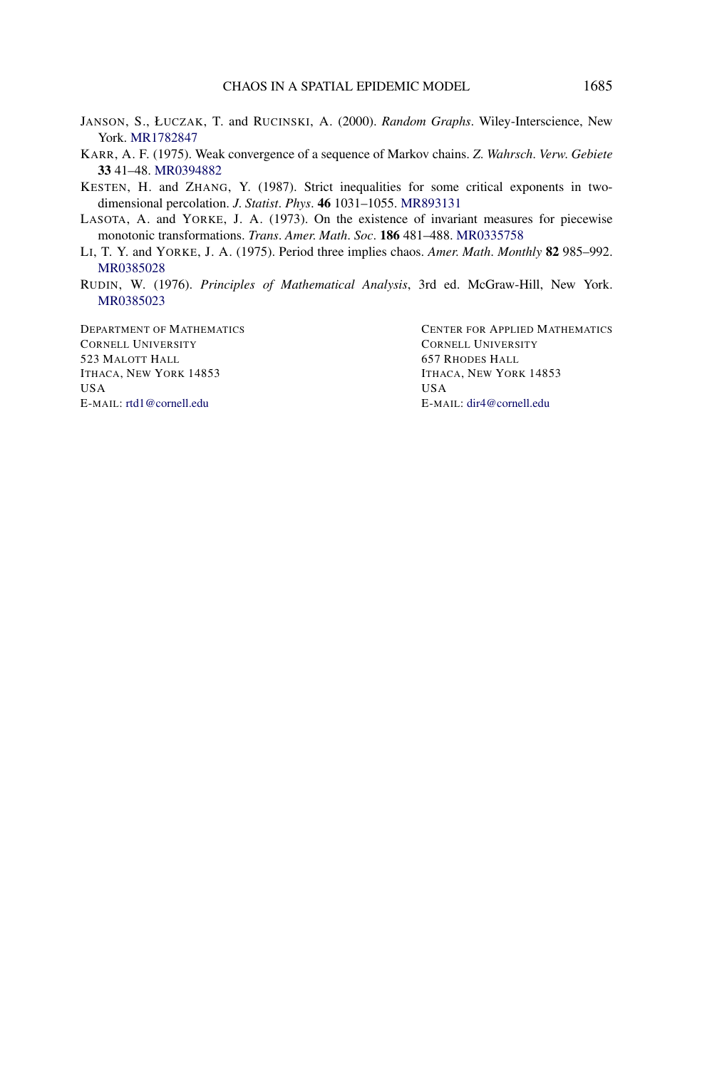JANSON, S., ŁUCZAK, T. and RUCINSKI, A. (2000). *Random Graphs*. Wiley-Interscience, New York. MR1782847

KARR, A. F. (1975). Weak convergence of a sequence of Markov chains. *Z. Wahrsch. Verw. Gebiete* **33** 41–48. MR0394882

KESTEN, H. and ZHANG, Y. (1987). Strict inequalities for some critical exponents in two-dimensional percolation. *J. Statist. Phys.* **46** 1031–1055. MR893131

LASOTA, A. and YORKE, J. A. (1973). On the existence of invariant measures for piecewise monotonic transformations. *Trans. Amer. Math. Soc.* **186** 481–488. MR0335758

LI, T. Y. and YORKE, J. A. (1975). Period three implies chaos. *Amer. Math. Monthly* **82** 985–992. MR0385028

RUDIN, W. (1976). *Principles of Mathematical Analysis*, 3rd ed. McGraw-Hill, New York. MR0385023

DEPARTMENT OF MATHEMATICS
CORNELL UNIVERSITY
523 MALOTT HALL
ITHACA, NEW YORK 14853
USA
E-MAIL: rtd1@cornell.edu

CENTER FOR APPLIED MATHEMATICS
CORNELL UNIVERSITY
657 RHODES HALL
ITHACA, NEW YORK 14853
USA
E-MAIL: dir4@cornell.edu